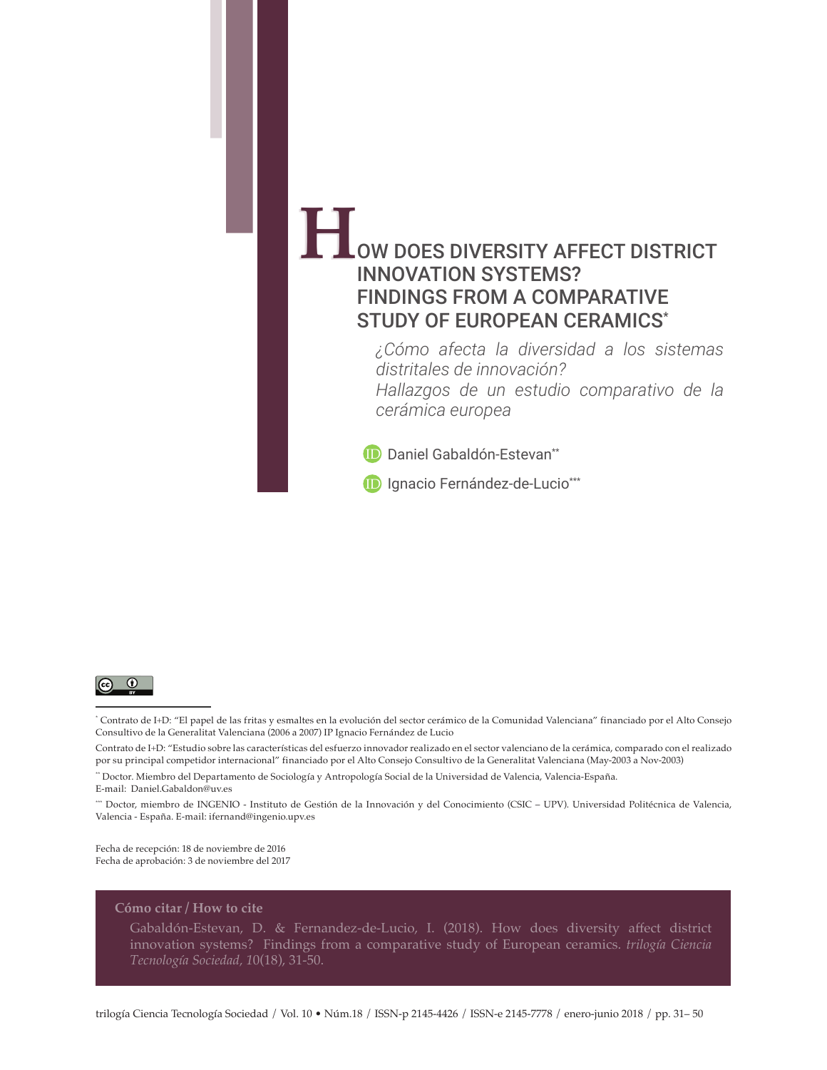# HOW DOES DIVERSITY AFFECT DISTRICT INNOVATION SYSTEMS? FINDINGS FROM A COMPARATIVE STUDY OF EUROPEAN CERAMICS*

*¿Cómo afecta la diversidad a los sistemas distritales de innovación?*
*Hallazgos de un estudio comparativo de la cerámica europea*

Daniel Gabaldón-Estevan**

Ignacio Fernández-de-Lucio***

\* Contrato de I+D: "El papel de las fritas y esmaltes en la evolución del sector cerámico de la Comunidad Valenciana" financiado por el Alto Consejo Consultivo de la Generalitat Valenciana (2006 a 2007) IP Ignacio Fernández de Lucio

Contrato de I+D: "Estudio sobre las características del esfuerzo innovador realizado en el sector valenciano de la cerámica, comparado con el realizado por su principal competidor internacional" financiado por el Alto Consejo Consultivo de la Generalitat Valenciana (May-2003 a Nov-2003)

\** Doctor. Miembro del Departamento de Sociología y Antropología Social de la Universidad de Valencia, Valencia-España. E-mail: Daniel.Gabaldon@uv.es

\*** Doctor, miembro de INGENIO - Instituto de Gestión de la Innovación y del Conocimiento (CSIC – UPV). Universidad Politécnica de Valencia, Valencia - España. E-mail: ifernand@ingenio.upv.es

Fecha de recepción: 18 de noviembre de 2016
Fecha de aprobación: 3 de noviembre del 2017

**Cómo citar / How to cite**

Gabaldón-Estevan, D. & Fernandez-de-Lucio, I. (2018). How does diversity affect district innovation systems? Findings from a comparative study of European ceramics. *trilogía Ciencia Tecnología Sociedad, 10*(18), 31-50.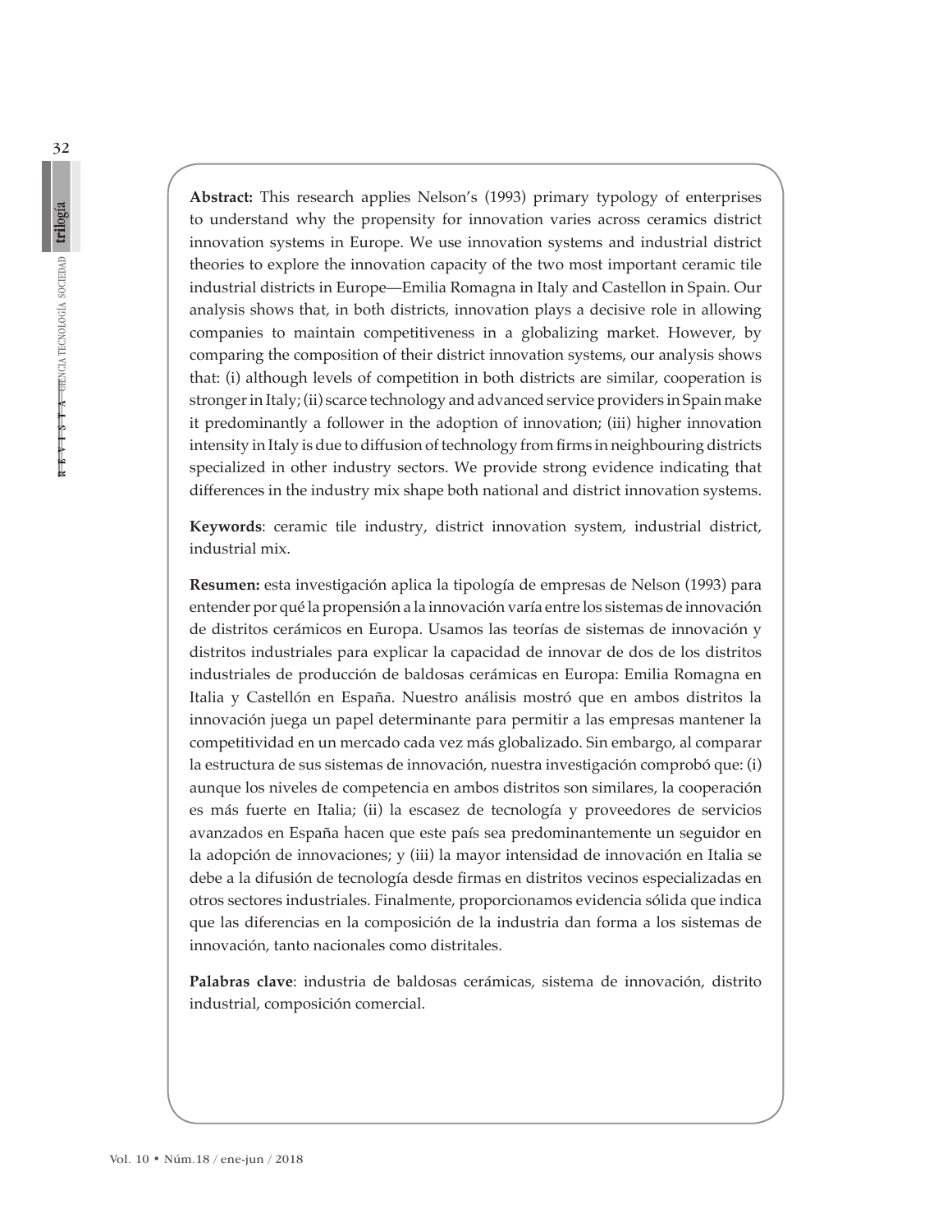**Abstract:** This research applies Nelson's (1993) primary typology of enterprises to understand why the propensity for innovation varies across ceramics district innovation systems in Europe. We use innovation systems and industrial district theories to explore the innovation capacity of the two most important ceramic tile industrial districts in Europe—Emilia Romagna in Italy and Castellon in Spain. Our analysis shows that, in both districts, innovation plays a decisive role in allowing companies to maintain competitiveness in a globalizing market. However, by comparing the composition of their district innovation systems, our analysis shows that: (i) although levels of competition in both districts are similar, cooperation is stronger in Italy; (ii) scarce technology and advanced service providers in Spain make it predominantly a follower in the adoption of innovation; (iii) higher innovation intensity in Italy is due to diffusion of technology from firms in neighbouring districts specialized in other industry sectors. We provide strong evidence indicating that differences in the industry mix shape both national and district innovation systems.

**Keywords**: ceramic tile industry, district innovation system, industrial district, industrial mix.

**Resumen:** esta investigación aplica la tipología de empresas de Nelson (1993) para entender por qué la propensión a la innovación varía entre los sistemas de innovación de distritos cerámicos en Europa. Usamos las teorías de sistemas de innovación y distritos industriales para explicar la capacidad de innovar de dos de los distritos industriales de producción de baldosas cerámicas en Europa: Emilia Romagna en Italia y Castellón en España. Nuestro análisis mostró que en ambos distritos la innovación juega un papel determinante para permitir a las empresas mantener la competitividad en un mercado cada vez más globalizado. Sin embargo, al comparar la estructura de sus sistemas de innovación, nuestra investigación comprobó que: (i) aunque los niveles de competencia en ambos distritos son similares, la cooperación es más fuerte en Italia; (ii) la escasez de tecnología y proveedores de servicios avanzados en España hacen que este país sea predominantemente un seguidor en la adopción de innovaciones; y (iii) la mayor intensidad de innovación en Italia se debe a la difusión de tecnología desde firmas en distritos vecinos especializadas en otros sectores industriales. Finalmente, proporcionamos evidencia sólida que indica que las diferencias en la composición de la industria dan forma a los sistemas de innovación, tanto nacionales como distritales.

**Palabras clave**: industria de baldosas cerámicas, sistema de innovación, distrito industrial, composición comercial.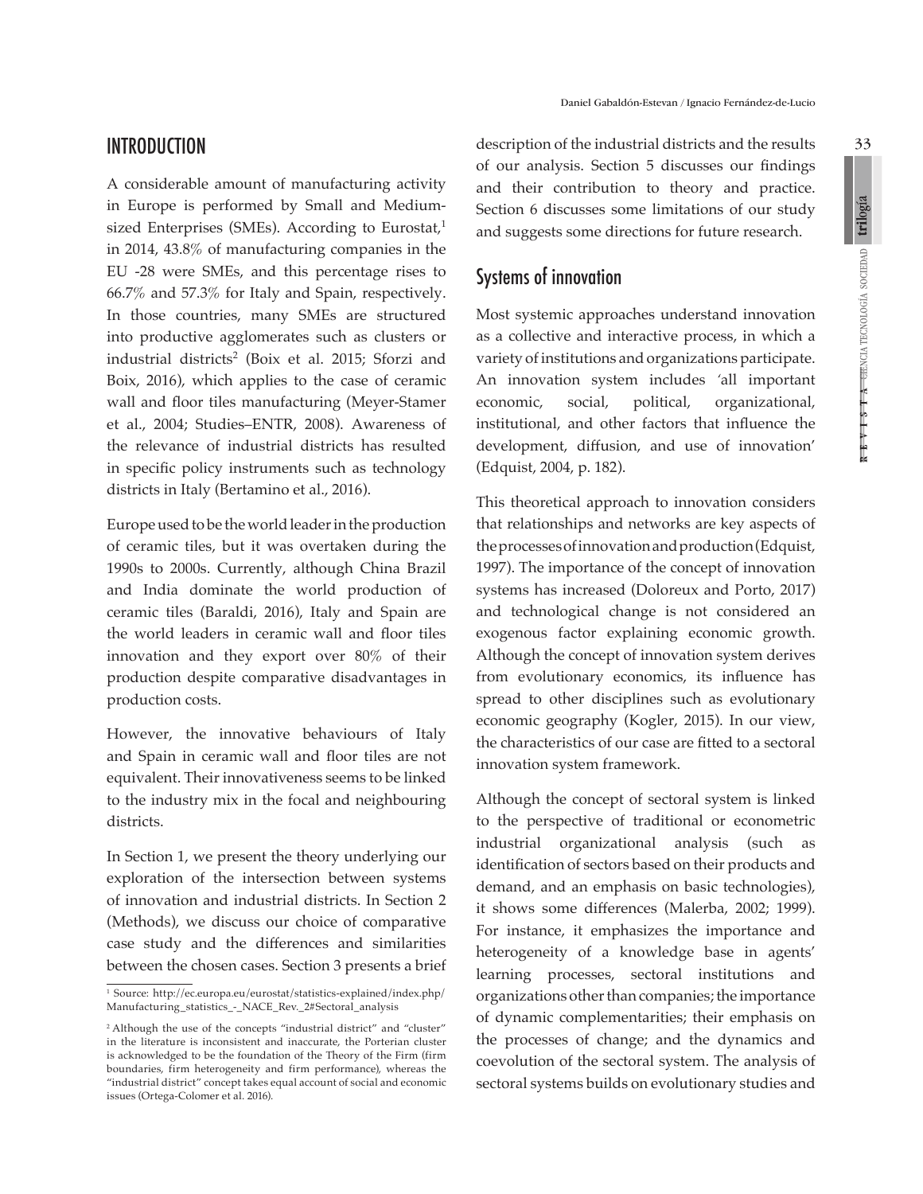## INTRODUCTION

A considerable amount of manufacturing activity in Europe is performed by Small and Medium-sized Enterprises (SMEs). According to Eurostat,[1] in 2014, 43.8% of manufacturing companies in the EU -28 were SMEs, and this percentage rises to 66.7% and 57.3% for Italy and Spain, respectively. In those countries, many SMEs are structured into productive agglomerates such as clusters or industrial districts[2] (Boix et al. 2015; Sforzi and Boix, 2016), which applies to the case of ceramic wall and floor tiles manufacturing (Meyer-Stamer et al., 2004; Studies–ENTR, 2008). Awareness of the relevance of industrial districts has resulted in specific policy instruments such as technology districts in Italy (Bertamino et al., 2016).

Europe used to be the world leader in the production of ceramic tiles, but it was overtaken during the 1990s to 2000s. Currently, although China Brazil and India dominate the world production of ceramic tiles (Baraldi, 2016), Italy and Spain are the world leaders in ceramic wall and floor tiles innovation and they export over 80% of their production despite comparative disadvantages in production costs.

However, the innovative behaviours of Italy and Spain in ceramic wall and floor tiles are not equivalent. Their innovativeness seems to be linked to the industry mix in the focal and neighbouring districts.

In Section 1, we present the theory underlying our exploration of the intersection between systems of innovation and industrial districts. In Section 2 (Methods), we discuss our choice of comparative case study and the differences and similarities between the chosen cases. Section 3 presents a brief description of the industrial districts and the results of our analysis. Section 5 discusses our findings and their contribution to theory and practice. Section 6 discusses some limitations of our study and suggests some directions for future research.

## Systems of innovation

Most systemic approaches understand innovation as a collective and interactive process, in which a variety of institutions and organizations participate. An innovation system includes 'all important economic, social, political, organizational, institutional, and other factors that influence the development, diffusion, and use of innovation' (Edquist, 2004, p. 182).

This theoretical approach to innovation considers that relationships and networks are key aspects of the processes of innovation and production (Edquist, 1997). The importance of the concept of innovation systems has increased (Doloreux and Porto, 2017) and technological change is not considered an exogenous factor explaining economic growth. Although the concept of innovation system derives from evolutionary economics, its influence has spread to other disciplines such as evolutionary economic geography (Kogler, 2015). In our view, the characteristics of our case are fitted to a sectoral innovation system framework.

Although the concept of sectoral system is linked to the perspective of traditional or econometric industrial organizational analysis (such as identification of sectors based on their products and demand, and an emphasis on basic technologies), it shows some differences (Malerba, 2002; 1999). For instance, it emphasizes the importance and heterogeneity of a knowledge base in agents' learning processes, sectoral institutions and organizations other than companies; the importance of dynamic complementarities; their emphasis on the processes of change; and the dynamics and coevolution of the sectoral system. The analysis of sectoral systems builds on evolutionary studies and

---

[1] Source: http://ec.europa.eu/eurostat/statistics-explained/index.php/Manufacturing_statistics_-_NACE_Rev._2#Sectoral_analysis

[2] Although the use of the concepts "industrial district" and "cluster" in the literature is inconsistent and inaccurate, the Porterian cluster is acknowledged to be the foundation of the Theory of the Firm (firm boundaries, firm heterogeneity and firm performance), whereas the "industrial district" concept takes equal account of social and economic issues (Ortega-Colomer et al. 2016).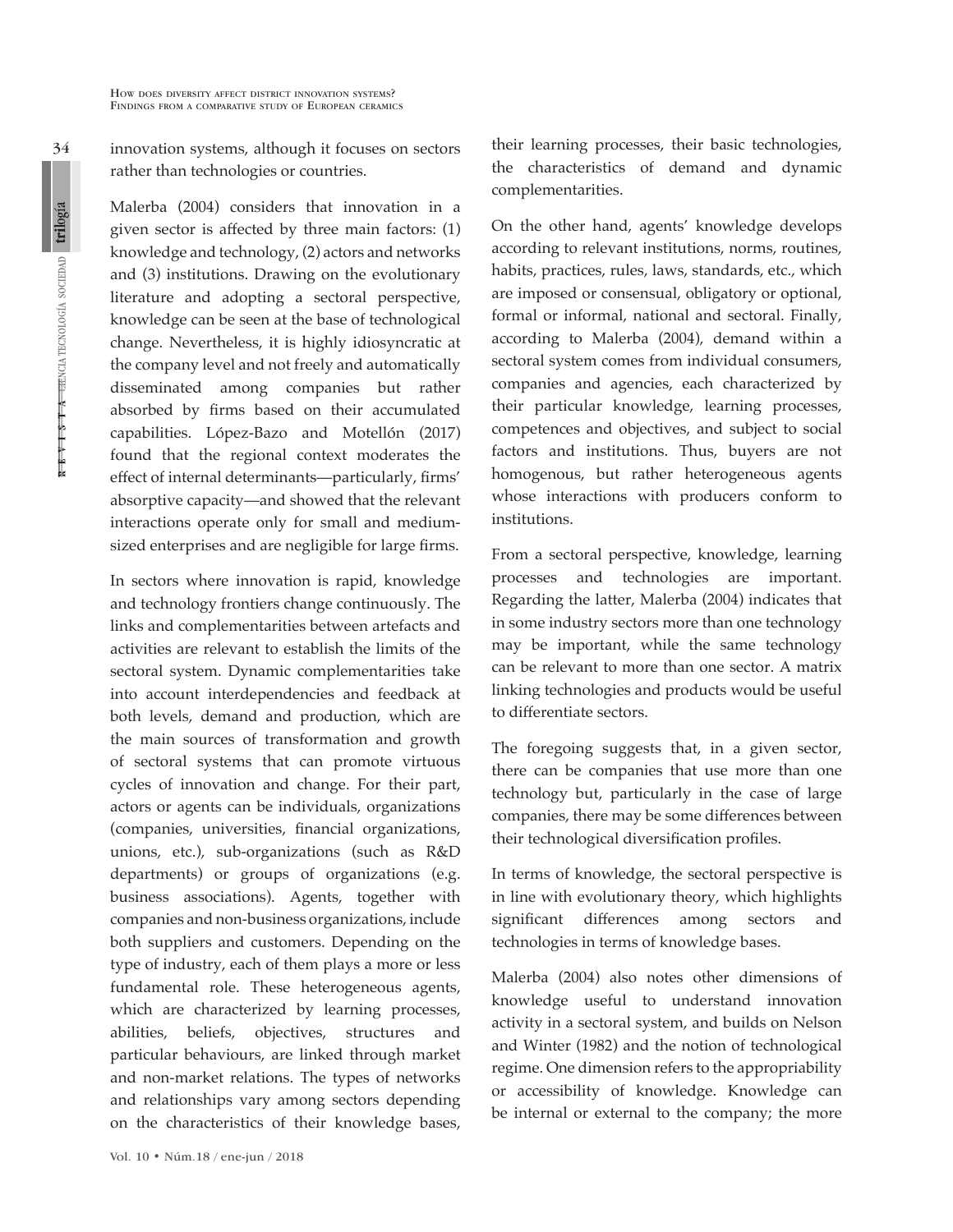innovation systems, although it focuses on sectors rather than technologies or countries.

Malerba (2004) considers that innovation in a given sector is affected by three main factors: (1) knowledge and technology, (2) actors and networks and (3) institutions. Drawing on the evolutionary literature and adopting a sectoral perspective, knowledge can be seen at the base of technological change. Nevertheless, it is highly idiosyncratic at the company level and not freely and automatically disseminated among companies but rather absorbed by firms based on their accumulated capabilities. López-Bazo and Motellón (2017) found that the regional context moderates the effect of internal determinants—particularly, firms' absorptive capacity—and showed that the relevant interactions operate only for small and medium-sized enterprises and are negligible for large firms.

In sectors where innovation is rapid, knowledge and technology frontiers change continuously. The links and complementarities between artefacts and activities are relevant to establish the limits of the sectoral system. Dynamic complementarities take into account interdependencies and feedback at both levels, demand and production, which are the main sources of transformation and growth of sectoral systems that can promote virtuous cycles of innovation and change. For their part, actors or agents can be individuals, organizations (companies, universities, financial organizations, unions, etc.), sub-organizations (such as R&D departments) or groups of organizations (e.g. business associations). Agents, together with companies and non-business organizations, include both suppliers and customers. Depending on the type of industry, each of them plays a more or less fundamental role. These heterogeneous agents, which are characterized by learning processes, abilities, beliefs, objectives, structures and particular behaviours, are linked through market and non-market relations. The types of networks and relationships vary among sectors depending on the characteristics of their knowledge bases, their learning processes, their basic technologies, the characteristics of demand and dynamic complementarities.

On the other hand, agents' knowledge develops according to relevant institutions, norms, routines, habits, practices, rules, laws, standards, etc., which are imposed or consensual, obligatory or optional, formal or informal, national and sectoral. Finally, according to Malerba (2004), demand within a sectoral system comes from individual consumers, companies and agencies, each characterized by their particular knowledge, learning processes, competences and objectives, and subject to social factors and institutions. Thus, buyers are not homogenous, but rather heterogeneous agents whose interactions with producers conform to institutions.

From a sectoral perspective, knowledge, learning processes and technologies are important. Regarding the latter, Malerba (2004) indicates that in some industry sectors more than one technology may be important, while the same technology can be relevant to more than one sector. A matrix linking technologies and products would be useful to differentiate sectors.

The foregoing suggests that, in a given sector, there can be companies that use more than one technology but, particularly in the case of large companies, there may be some differences between their technological diversification profiles.

In terms of knowledge, the sectoral perspective is in line with evolutionary theory, which highlights significant differences among sectors and technologies in terms of knowledge bases.

Malerba (2004) also notes other dimensions of knowledge useful to understand innovation activity in a sectoral system, and builds on Nelson and Winter (1982) and the notion of technological regime. One dimension refers to the appropriability or accessibility of knowledge. Knowledge can be internal or external to the company; the more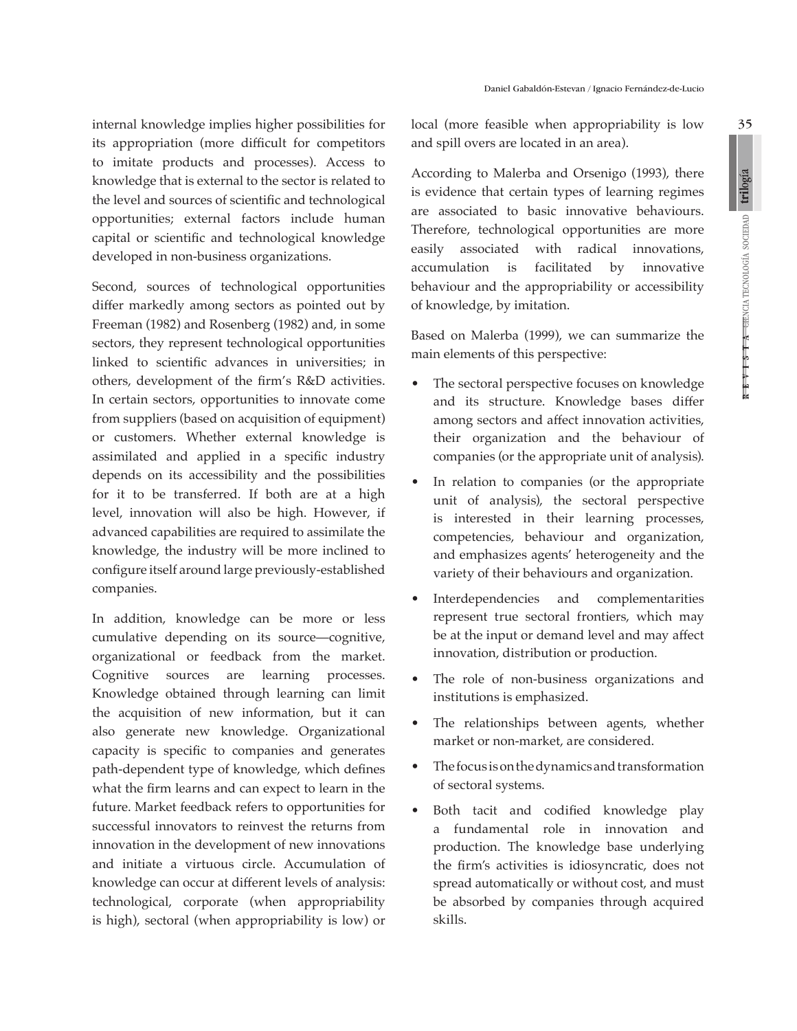internal knowledge implies higher possibilities for its appropriation (more difficult for competitors to imitate products and processes). Access to knowledge that is external to the sector is related to the level and sources of scientific and technological opportunities; external factors include human capital or scientific and technological knowledge developed in non-business organizations.

Second, sources of technological opportunities differ markedly among sectors as pointed out by Freeman (1982) and Rosenberg (1982) and, in some sectors, they represent technological opportunities linked to scientific advances in universities; in others, development of the firm's R&D activities. In certain sectors, opportunities to innovate come from suppliers (based on acquisition of equipment) or customers. Whether external knowledge is assimilated and applied in a specific industry depends on its accessibility and the possibilities for it to be transferred. If both are at a high level, innovation will also be high. However, if advanced capabilities are required to assimilate the knowledge, the industry will be more inclined to configure itself around large previously-established companies.

In addition, knowledge can be more or less cumulative depending on its source—cognitive, organizational or feedback from the market. Cognitive sources are learning processes. Knowledge obtained through learning can limit the acquisition of new information, but it can also generate new knowledge. Organizational capacity is specific to companies and generates path-dependent type of knowledge, which defines what the firm learns and can expect to learn in the future. Market feedback refers to opportunities for successful innovators to reinvest the returns from innovation in the development of new innovations and initiate a virtuous circle. Accumulation of knowledge can occur at different levels of analysis: technological, corporate (when appropriability is high), sectoral (when appropriability is low) or local (more feasible when appropriability is low and spill overs are located in an area).

According to Malerba and Orsenigo (1993), there is evidence that certain types of learning regimes are associated to basic innovative behaviours. Therefore, technological opportunities are more easily associated with radical innovations, accumulation is facilitated by innovative behaviour and the appropriability or accessibility of knowledge, by imitation.

Based on Malerba (1999), we can summarize the main elements of this perspective:

- The sectoral perspective focuses on knowledge and its structure. Knowledge bases differ among sectors and affect innovation activities, their organization and the behaviour of companies (or the appropriate unit of analysis).
- In relation to companies (or the appropriate unit of analysis), the sectoral perspective is interested in their learning processes, competencies, behaviour and organization, and emphasizes agents' heterogeneity and the variety of their behaviours and organization.
- Interdependencies and complementarities represent true sectoral frontiers, which may be at the input or demand level and may affect innovation, distribution or production.
- The role of non-business organizations and institutions is emphasized.
- The relationships between agents, whether market or non-market, are considered.
- The focus is on the dynamics and transformation of sectoral systems.
- Both tacit and codified knowledge play a fundamental role in innovation and production. The knowledge base underlying the firm's activities is idiosyncratic, does not spread automatically or without cost, and must be absorbed by companies through acquired skills.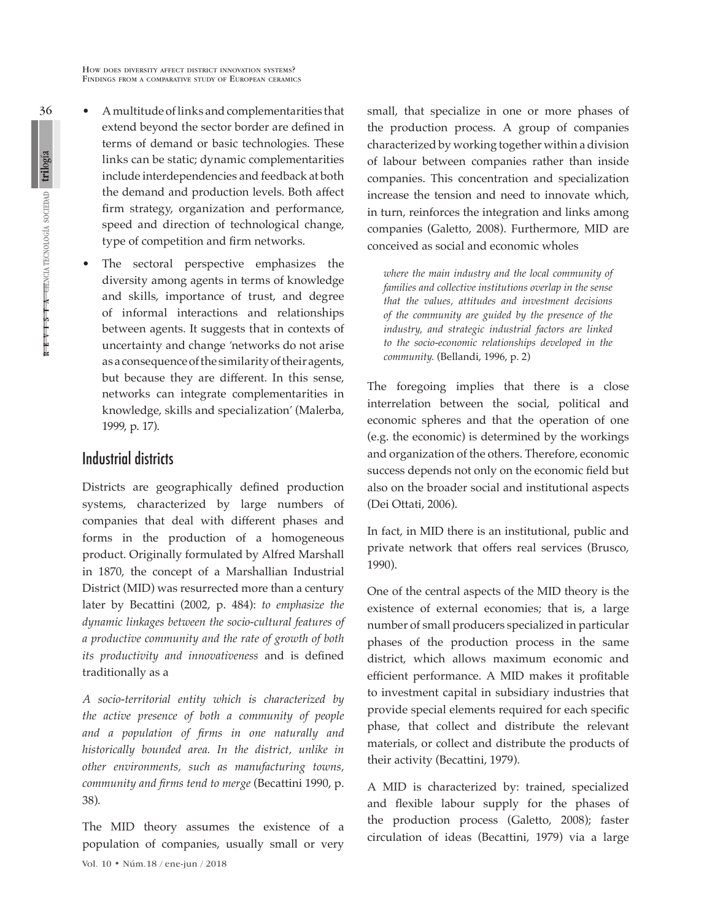- A multitude of links and complementarities that extend beyond the sector border are defined in terms of demand or basic technologies. These links can be static; dynamic complementarities include interdependencies and feedback at both the demand and production levels. Both affect firm strategy, organization and performance, speed and direction of technological change, type of competition and firm networks.
- The sectoral perspective emphasizes the diversity among agents in terms of knowledge and skills, importance of trust, and degree of informal interactions and relationships between agents. It suggests that in contexts of uncertainty and change 'networks do not arise as a consequence of the similarity of their agents, but because they are different. In this sense, networks can integrate complementarities in knowledge, skills and specialization' (Malerba, 1999, p. 17).

## Industrial districts

Districts are geographically defined production systems, characterized by large numbers of companies that deal with different phases and forms in the production of a homogeneous product. Originally formulated by Alfred Marshall in 1870, the concept of a Marshallian Industrial District (MID) was resurrected more than a century later by Becattini (2002, p. 484): *to emphasize the dynamic linkages between the socio-cultural features of a productive community and the rate of growth of both its productivity and innovativeness* and is defined traditionally as a

*A socio-territorial entity which is characterized by the active presence of both a community of people and a population of firms in one naturally and historically bounded area. In the district, unlike in other environments, such as manufacturing towns, community and firms tend to merge* (Becattini 1990, p. 38).

The MID theory assumes the existence of a population of companies, usually small or very small, that specialize in one or more phases of the production process. A group of companies characterized by working together within a division of labour between companies rather than inside companies. This concentration and specialization increase the tension and need to innovate which, in turn, reinforces the integration and links among companies (Galetto, 2008). Furthermore, MID are conceived as social and economic wholes

> *where the main industry and the local community of families and collective institutions overlap in the sense that the values, attitudes and investment decisions of the community are guided by the presence of the industry, and strategic industrial factors are linked to the socio-economic relationships developed in the community.* (Bellandi, 1996, p. 2)

The foregoing implies that there is a close interrelation between the social, political and economic spheres and that the operation of one (e.g. the economic) is determined by the workings and organization of the others. Therefore, economic success depends not only on the economic field but also on the broader social and institutional aspects (Dei Ottati, 2006).

In fact, in MID there is an institutional, public and private network that offers real services (Brusco, 1990).

One of the central aspects of the MID theory is the existence of external economies; that is, a large number of small producers specialized in particular phases of the production process in the same district, which allows maximum economic and efficient performance. A MID makes it profitable to investment capital in subsidiary industries that provide special elements required for each specific phase, that collect and distribute the relevant materials, or collect and distribute the products of their activity (Becattini, 1979).

A MID is characterized by: trained, specialized and flexible labour supply for the phases of the production process (Galetto, 2008); faster circulation of ideas (Becattini, 1979) via a large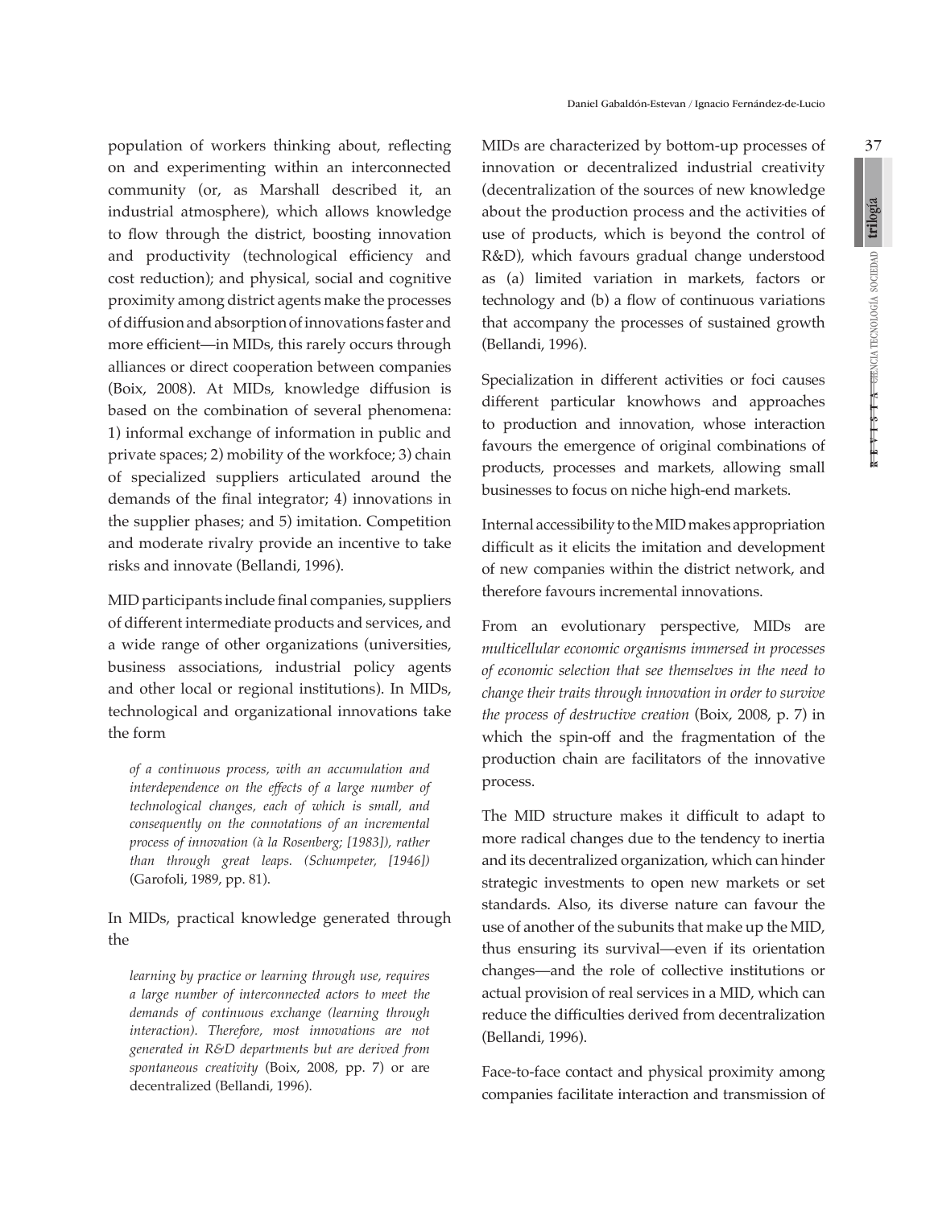population of workers thinking about, reflecting on and experimenting within an interconnected community (or, as Marshall described it, an industrial atmosphere), which allows knowledge to flow through the district, boosting innovation and productivity (technological efficiency and cost reduction); and physical, social and cognitive proximity among district agents make the processes of diffusion and absorption of innovations faster and more efficient—in MIDs, this rarely occurs through alliances or direct cooperation between companies (Boix, 2008). At MIDs, knowledge diffusion is based on the combination of several phenomena: 1) informal exchange of information in public and private spaces; 2) mobility of the workfoce; 3) chain of specialized suppliers articulated around the demands of the final integrator; 4) innovations in the supplier phases; and 5) imitation. Competition and moderate rivalry provide an incentive to take risks and innovate (Bellandi, 1996).

MID participants include final companies, suppliers of different intermediate products and services, and a wide range of other organizations (universities, business associations, industrial policy agents and other local or regional institutions). In MIDs, technological and organizational innovations take the form

> *of a continuous process, with an accumulation and interdependence on the effects of a large number of technological changes, each of which is small, and consequently on the connotations of an incremental process of innovation (à la Rosenberg; [1983]), rather than through great leaps. (Schumpeter, [1946])* (Garofoli, 1989, pp. 81).

In MIDs, practical knowledge generated through the

> *learning by practice or learning through use, requires a large number of interconnected actors to meet the demands of continuous exchange (learning through interaction). Therefore, most innovations are not generated in R&D departments but are derived from spontaneous creativity* (Boix, 2008, pp. 7) or are decentralized (Bellandi, 1996).

MIDs are characterized by bottom-up processes of innovation or decentralized industrial creativity (decentralization of the sources of new knowledge about the production process and the activities of use of products, which is beyond the control of R&D), which favours gradual change understood as (a) limited variation in markets, factors or technology and (b) a flow of continuous variations that accompany the processes of sustained growth (Bellandi, 1996).

Specialization in different activities or foci causes different particular knowhows and approaches to production and innovation, whose interaction favours the emergence of original combinations of products, processes and markets, allowing small businesses to focus on niche high-end markets.

Internal accessibility to the MID makes appropriation difficult as it elicits the imitation and development of new companies within the district network, and therefore favours incremental innovations.

From an evolutionary perspective, MIDs are *multicellular economic organisms immersed in processes of economic selection that see themselves in the need to change their traits through innovation in order to survive the process of destructive creation* (Boix, 2008, p. 7) in which the spin-off and the fragmentation of the production chain are facilitators of the innovative process.

The MID structure makes it difficult to adapt to more radical changes due to the tendency to inertia and its decentralized organization, which can hinder strategic investments to open new markets or set standards. Also, its diverse nature can favour the use of another of the subunits that make up the MID, thus ensuring its survival—even if its orientation changes—and the role of collective institutions or actual provision of real services in a MID, which can reduce the difficulties derived from decentralization (Bellandi, 1996).

Face-to-face contact and physical proximity among companies facilitate interaction and transmission of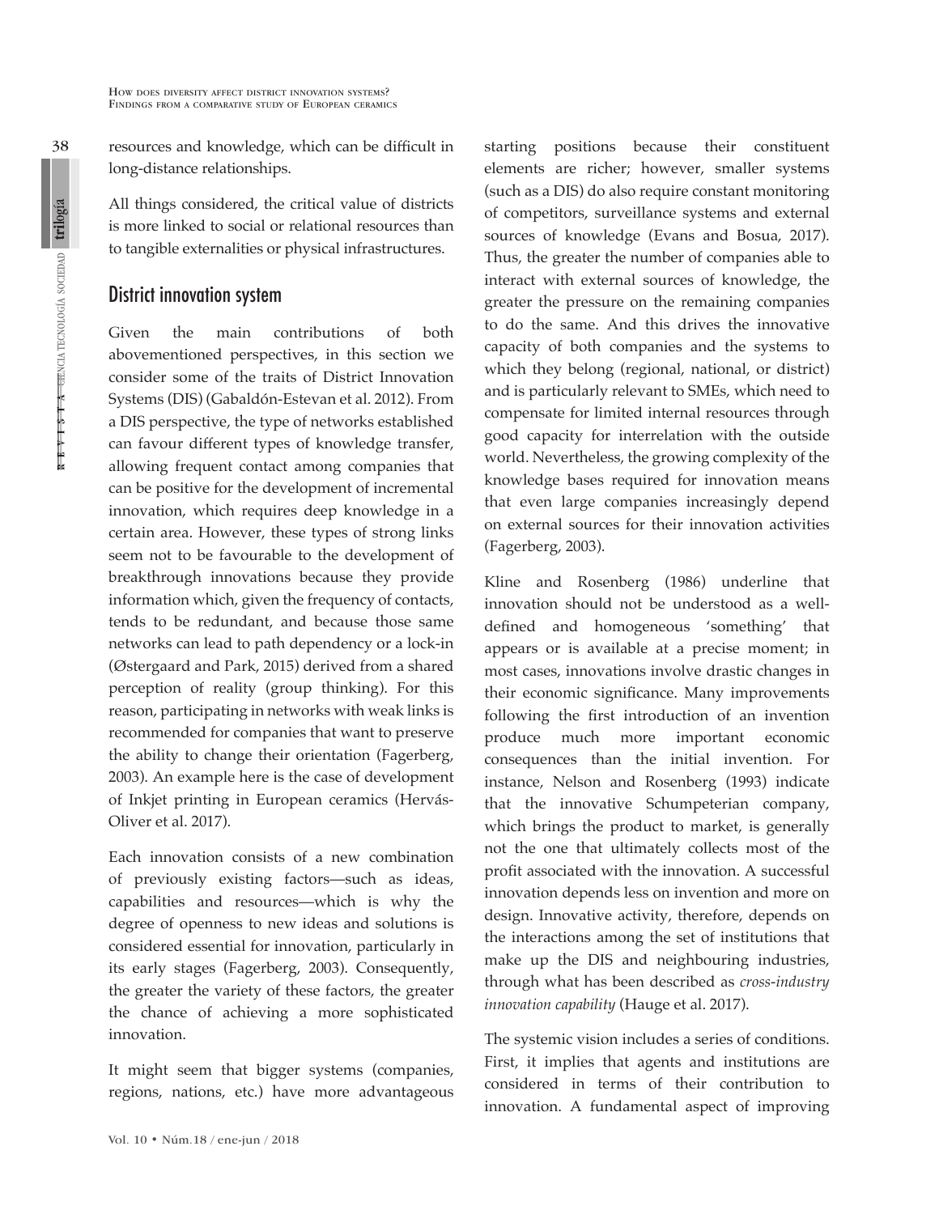resources and knowledge, which can be difficult in long-distance relationships.

All things considered, the critical value of districts is more linked to social or relational resources than to tangible externalities or physical infrastructures.

## District innovation system

Given the main contributions of both abovementioned perspectives, in this section we consider some of the traits of District Innovation Systems (DIS) (Gabaldón-Estevan et al. 2012). From a DIS perspective, the type of networks established can favour different types of knowledge transfer, allowing frequent contact among companies that can be positive for the development of incremental innovation, which requires deep knowledge in a certain area. However, these types of strong links seem not to be favourable to the development of breakthrough innovations because they provide information which, given the frequency of contacts, tends to be redundant, and because those same networks can lead to path dependency or a lock-in (Østergaard and Park, 2015) derived from a shared perception of reality (group thinking). For this reason, participating in networks with weak links is recommended for companies that want to preserve the ability to change their orientation (Fagerberg, 2003). An example here is the case of development of Inkjet printing in European ceramics (Hervás-Oliver et al. 2017).

Each innovation consists of a new combination of previously existing factors—such as ideas, capabilities and resources—which is why the degree of openness to new ideas and solutions is considered essential for innovation, particularly in its early stages (Fagerberg, 2003). Consequently, the greater the variety of these factors, the greater the chance of achieving a more sophisticated innovation.

It might seem that bigger systems (companies, regions, nations, etc.) have more advantageous starting positions because their constituent elements are richer; however, smaller systems (such as a DIS) do also require constant monitoring of competitors, surveillance systems and external sources of knowledge (Evans and Bosua, 2017). Thus, the greater the number of companies able to interact with external sources of knowledge, the greater the pressure on the remaining companies to do the same. And this drives the innovative capacity of both companies and the systems to which they belong (regional, national, or district) and is particularly relevant to SMEs, which need to compensate for limited internal resources through good capacity for interrelation with the outside world. Nevertheless, the growing complexity of the knowledge bases required for innovation means that even large companies increasingly depend on external sources for their innovation activities (Fagerberg, 2003).

Kline and Rosenberg (1986) underline that innovation should not be understood as a well-defined and homogeneous 'something' that appears or is available at a precise moment; in most cases, innovations involve drastic changes in their economic significance. Many improvements following the first introduction of an invention produce much more important economic consequences than the initial invention. For instance, Nelson and Rosenberg (1993) indicate that the innovative Schumpeterian company, which brings the product to market, is generally not the one that ultimately collects most of the profit associated with the innovation. A successful innovation depends less on invention and more on design. Innovative activity, therefore, depends on the interactions among the set of institutions that make up the DIS and neighbouring industries, through what has been described as *cross-industry innovation capability* (Hauge et al. 2017).

The systemic vision includes a series of conditions. First, it implies that agents and institutions are considered in terms of their contribution to innovation. A fundamental aspect of improving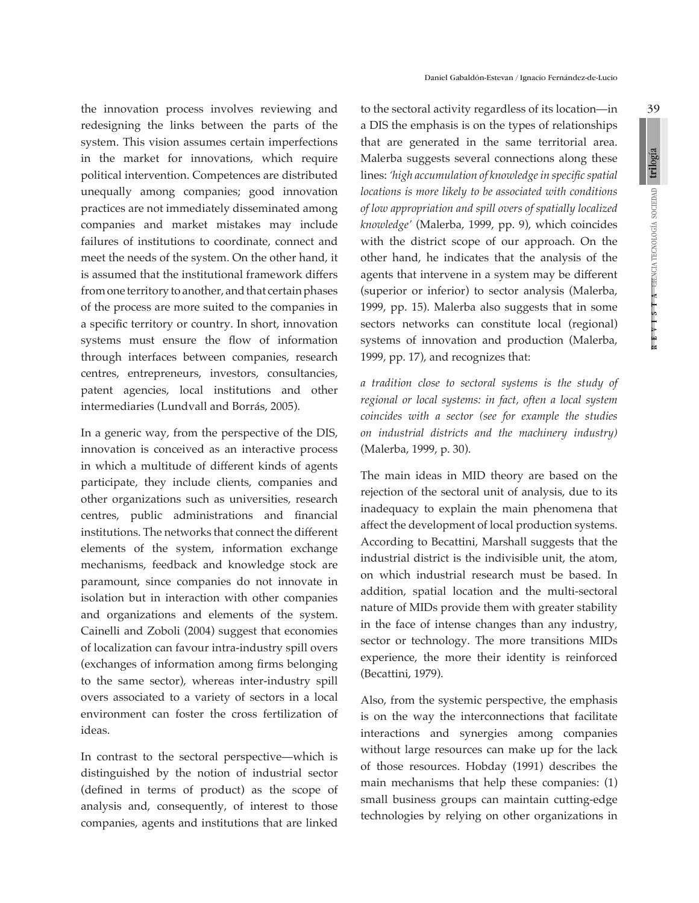the innovation process involves reviewing and redesigning the links between the parts of the system. This vision assumes certain imperfections in the market for innovations, which require political intervention. Competences are distributed unequally among companies; good innovation practices are not immediately disseminated among companies and market mistakes may include failures of institutions to coordinate, connect and meet the needs of the system. On the other hand, it is assumed that the institutional framework differs from one territory to another, and that certain phases of the process are more suited to the companies in a specific territory or country. In short, innovation systems must ensure the flow of information through interfaces between companies, research centres, entrepreneurs, investors, consultancies, patent agencies, local institutions and other intermediaries (Lundvall and Borrás, 2005).

In a generic way, from the perspective of the DIS, innovation is conceived as an interactive process in which a multitude of different kinds of agents participate, they include clients, companies and other organizations such as universities, research centres, public administrations and financial institutions. The networks that connect the different elements of the system, information exchange mechanisms, feedback and knowledge stock are paramount, since companies do not innovate in isolation but in interaction with other companies and organizations and elements of the system. Cainelli and Zoboli (2004) suggest that economies of localization can favour intra-industry spill overs (exchanges of information among firms belonging to the same sector), whereas inter-industry spill overs associated to a variety of sectors in a local environment can foster the cross fertilization of ideas.

In contrast to the sectoral perspective—which is distinguished by the notion of industrial sector (defined in terms of product) as the scope of analysis and, consequently, of interest to those companies, agents and institutions that are linked to the sectoral activity regardless of its location—in a DIS the emphasis is on the types of relationships that are generated in the same territorial area. Malerba suggests several connections along these lines: *'high accumulation of knowledge in specific spatial locations is more likely to be associated with conditions of low appropriation and spill overs of spatially localized knowledge'* (Malerba, 1999, pp. 9), which coincides with the district scope of our approach. On the other hand, he indicates that the analysis of the agents that intervene in a system may be different (superior or inferior) to sector analysis (Malerba, 1999, pp. 15). Malerba also suggests that in some sectors networks can constitute local (regional) systems of innovation and production (Malerba, 1999, pp. 17), and recognizes that:

*a tradition close to sectoral systems is the study of regional or local systems: in fact, often a local system coincides with a sector (see for example the studies on industrial districts and the machinery industry)* (Malerba, 1999, p. 30).

The main ideas in MID theory are based on the rejection of the sectoral unit of analysis, due to its inadequacy to explain the main phenomena that affect the development of local production systems. According to Becattini, Marshall suggests that the industrial district is the indivisible unit, the atom, on which industrial research must be based. In addition, spatial location and the multi-sectoral nature of MIDs provide them with greater stability in the face of intense changes than any industry, sector or technology. The more transitions MIDs experience, the more their identity is reinforced (Becattini, 1979).

Also, from the systemic perspective, the emphasis is on the way the interconnections that facilitate interactions and synergies among companies without large resources can make up for the lack of those resources. Hobday (1991) describes the main mechanisms that help these companies: (1) small business groups can maintain cutting-edge technologies by relying on other organizations in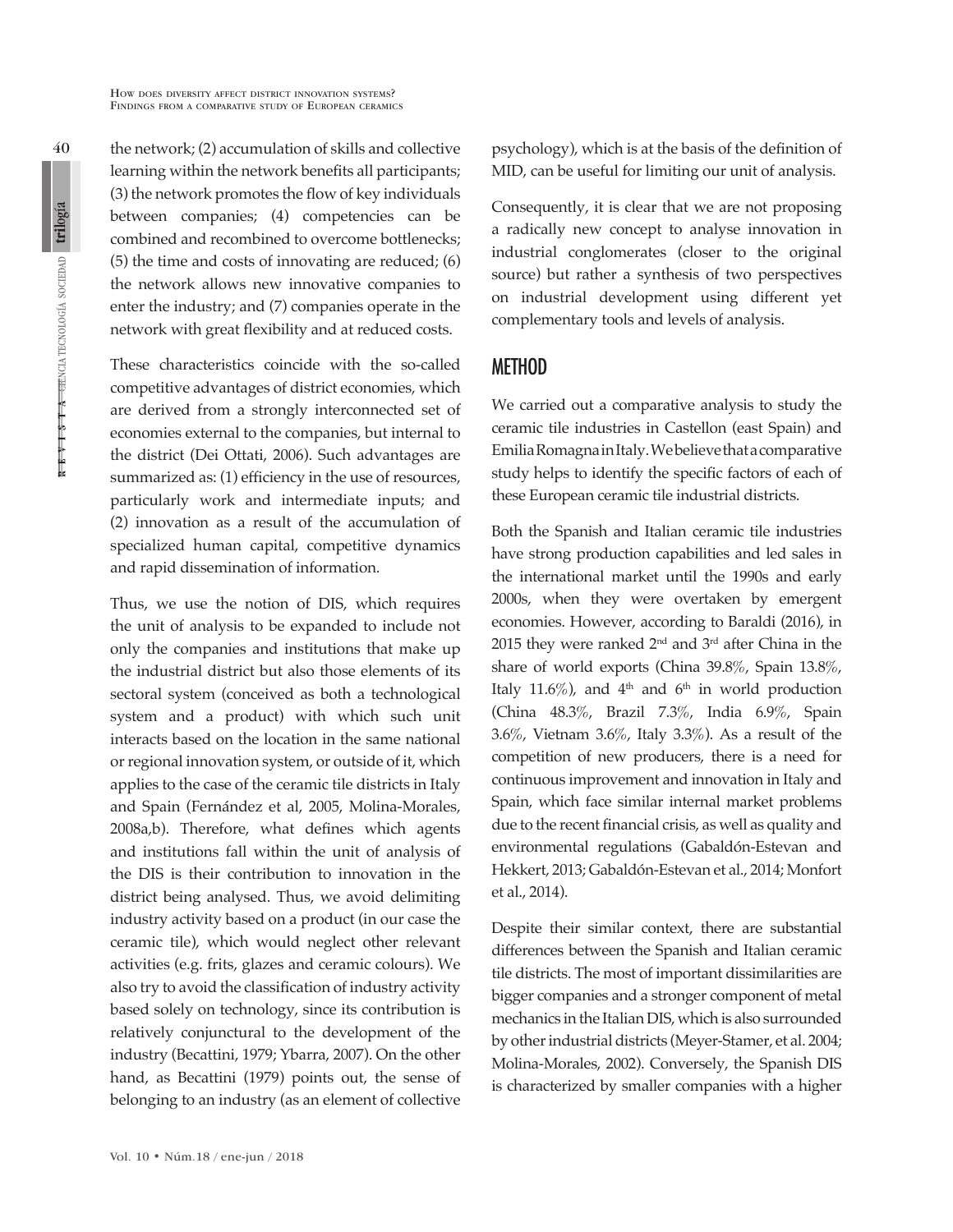the network; (2) accumulation of skills and collective learning within the network benefits all participants; (3) the network promotes the flow of key individuals between companies; (4) competencies can be combined and recombined to overcome bottlenecks; (5) the time and costs of innovating are reduced; (6) the network allows new innovative companies to enter the industry; and (7) companies operate in the network with great flexibility and at reduced costs.

These characteristics coincide with the so-called competitive advantages of district economies, which are derived from a strongly interconnected set of economies external to the companies, but internal to the district (Dei Ottati, 2006). Such advantages are summarized as: (1) efficiency in the use of resources, particularly work and intermediate inputs; and (2) innovation as a result of the accumulation of specialized human capital, competitive dynamics and rapid dissemination of information.

Thus, we use the notion of DIS, which requires the unit of analysis to be expanded to include not only the companies and institutions that make up the industrial district but also those elements of its sectoral system (conceived as both a technological system and a product) with which such unit interacts based on the location in the same national or regional innovation system, or outside of it, which applies to the case of the ceramic tile districts in Italy and Spain (Fernández et al, 2005, Molina-Morales, 2008a,b). Therefore, what defines which agents and institutions fall within the unit of analysis of the DIS is their contribution to innovation in the district being analysed. Thus, we avoid delimiting industry activity based on a product (in our case the ceramic tile), which would neglect other relevant activities (e.g. frits, glazes and ceramic colours). We also try to avoid the classification of industry activity based solely on technology, since its contribution is relatively conjunctural to the development of the industry (Becattini, 1979; Ybarra, 2007). On the other hand, as Becattini (1979) points out, the sense of belonging to an industry (as an element of collective psychology), which is at the basis of the definition of MID, can be useful for limiting our unit of analysis.

Consequently, it is clear that we are not proposing a radically new concept to analyse innovation in industrial conglomerates (closer to the original source) but rather a synthesis of two perspectives on industrial development using different yet complementary tools and levels of analysis.

## METHOD

We carried out a comparative analysis to study the ceramic tile industries in Castellon (east Spain) and Emilia Romagna in Italy. We believe that a comparative study helps to identify the specific factors of each of these European ceramic tile industrial districts.

Both the Spanish and Italian ceramic tile industries have strong production capabilities and led sales in the international market until the 1990s and early 2000s, when they were overtaken by emergent economies. However, according to Baraldi (2016), in 2015 they were ranked 2nd and 3rd after China in the share of world exports (China 39.8%, Spain 13.8%, Italy 11.6%), and 4th and 6th in world production (China 48.3%, Brazil 7.3%, India 6.9%, Spain 3.6%, Vietnam 3.6%, Italy 3.3%). As a result of the competition of new producers, there is a need for continuous improvement and innovation in Italy and Spain, which face similar internal market problems due to the recent financial crisis, as well as quality and environmental regulations (Gabaldón-Estevan and Hekkert, 2013; Gabaldón-Estevan et al., 2014; Monfort et al., 2014).

Despite their similar context, there are substantial differences between the Spanish and Italian ceramic tile districts. The most of important dissimilarities are bigger companies and a stronger component of metal mechanics in the Italian DIS, which is also surrounded by other industrial districts (Meyer-Stamer, et al. 2004; Molina-Morales, 2002). Conversely, the Spanish DIS is characterized by smaller companies with a higher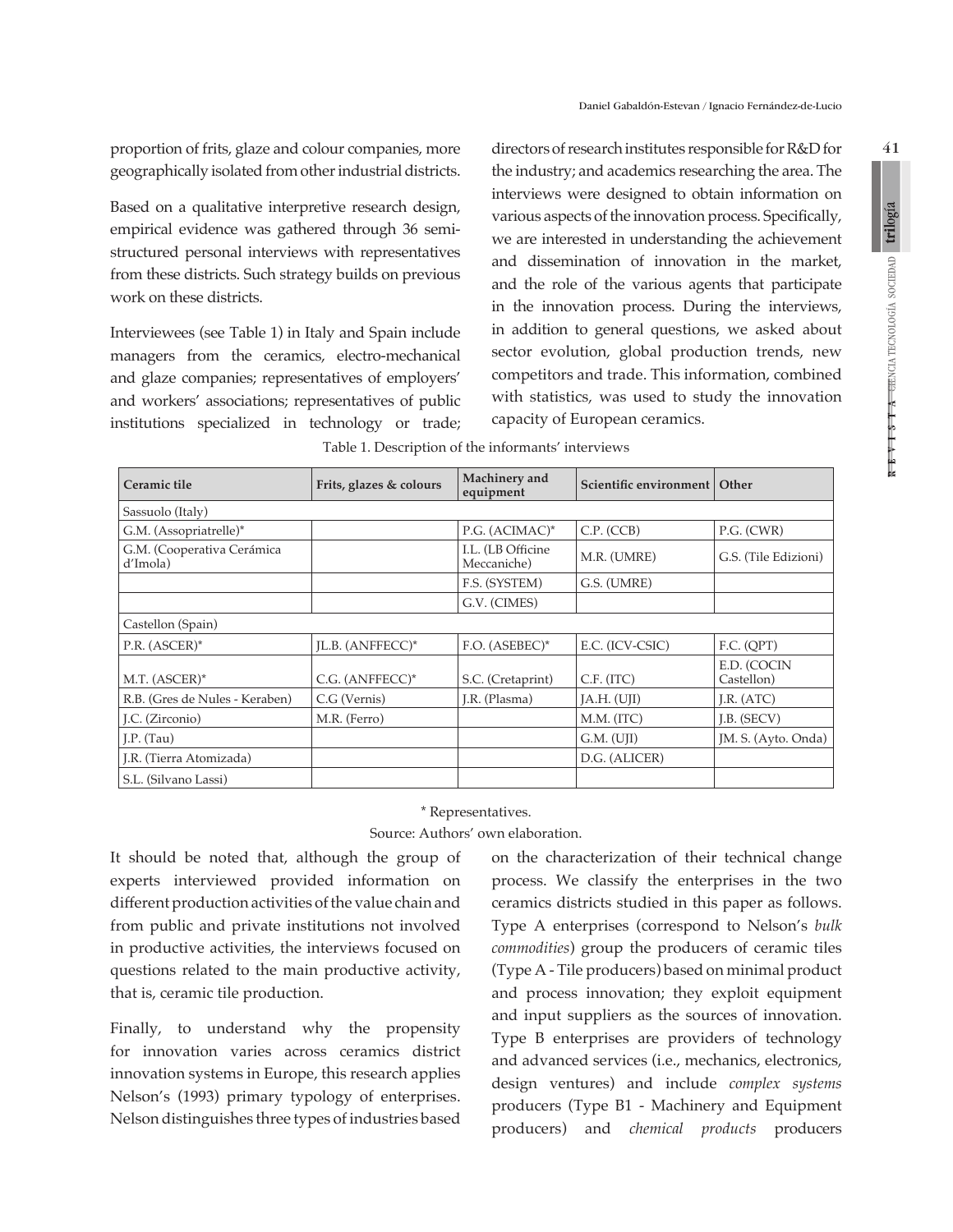proportion of frits, glaze and colour companies, more geographically isolated from other industrial districts.

Based on a qualitative interpretive research design, empirical evidence was gathered through 36 semi-structured personal interviews with representatives from these districts. Such strategy builds on previous work on these districts.

Interviewees (see Table 1) in Italy and Spain include managers from the ceramics, electro-mechanical and glaze companies; representatives of employers' and workers' associations; representatives of public institutions specialized in technology or trade; directors of research institutes responsible for R&D for the industry; and academics researching the area. The interviews were designed to obtain information on various aspects of the innovation process. Specifically, we are interested in understanding the achievement and dissemination of innovation in the market, and the role of the various agents that participate in the innovation process. During the interviews, in addition to general questions, we asked about sector evolution, global production trends, new competitors and trade. This information, combined with statistics, was used to study the innovation capacity of European ceramics.

Table 1. Description of the informants' interviews

| Ceramic tile | Frits, glazes & colours | Machinery and equipment | Scientific environment | Other |
|---|---|---|---|---|
| Sassuolo (Italy) | | | | |
| G.M. (Assopriatrelle)* | | P.G. (ACIMAC)* | C.P. (CCB) | P.G. (CWR) |
| G.M. (Cooperativa Cerámica d'Imola) | | I.L. (LB Officine Meccaniche) | M.R. (UMRE) | G.S. (Tile Edizioni) |
| | | F.S. (SYSTEM) | G.S. (UMRE) | |
| | | G.V. (CIMES) | | |
| Castellon (Spain) | | | | |
| P.R. (ASCER)* | JL.B. (ANFFECC)* | F.O. (ASEBEC)* | E.C. (ICV-CSIC) | F.C. (QPT) |
| M.T. (ASCER)* | C.G. (ANFFECC)* | S.C. (Cretaprint) | C.F. (ITC) | E.D. (COCIN Castellon) |
| R.B. (Gres de Nules - Keraben) | C.G (Vernis) | J.R. (Plasma) | JA.H. (UJI) | J.R. (ATC) |
| J.C. (Zirconio) | M.R. (Ferro) | | M.M. (ITC) | J.B. (SECV) |
| J.P. (Tau) | | | G.M. (UJI) | JM. S. (Ayto. Onda) |
| J.R. (Tierra Atomizada) | | | D.G. (ALICER) | |
| S.L. (Silvano Lassi) | | | | |

\* Representatives.

Source: Authors' own elaboration.

It should be noted that, although the group of experts interviewed provided information on different production activities of the value chain and from public and private institutions not involved in productive activities, the interviews focused on questions related to the main productive activity, that is, ceramic tile production.

Finally, to understand why the propensity for innovation varies across ceramics district innovation systems in Europe, this research applies Nelson's (1993) primary typology of enterprises. Nelson distinguishes three types of industries based on the characterization of their technical change process. We classify the enterprises in the two ceramics districts studied in this paper as follows. Type A enterprises (correspond to Nelson's *bulk commodities*) group the producers of ceramic tiles (Type A - Tile producers) based on minimal product and process innovation; they exploit equipment and input suppliers as the sources of innovation. Type B enterprises are providers of technology and advanced services (i.e., mechanics, electronics, design ventures) and include *complex systems* producers (Type B1 - Machinery and Equipment producers) and *chemical products* producers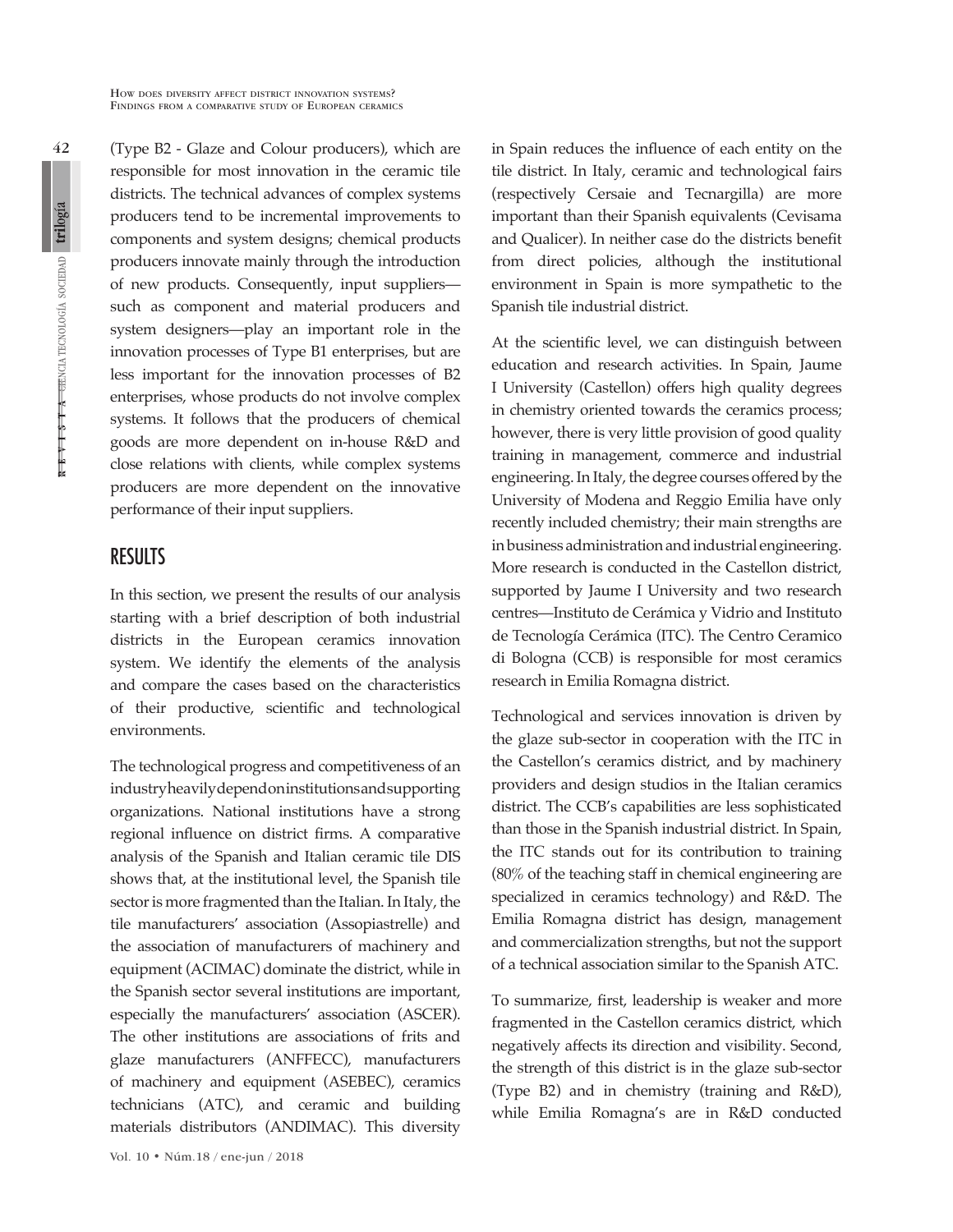(Type B2 - Glaze and Colour producers), which are responsible for most innovation in the ceramic tile districts. The technical advances of complex systems producers tend to be incremental improvements to components and system designs; chemical products producers innovate mainly through the introduction of new products. Consequently, input suppliers—such as component and material producers and system designers—play an important role in the innovation processes of Type B1 enterprises, but are less important for the innovation processes of B2 enterprises, whose products do not involve complex systems. It follows that the producers of chemical goods are more dependent on in-house R&D and close relations with clients, while complex systems producers are more dependent on the innovative performance of their input suppliers.

## RESULTS

In this section, we present the results of our analysis starting with a brief description of both industrial districts in the European ceramics innovation system. We identify the elements of the analysis and compare the cases based on the characteristics of their productive, scientific and technological environments.

The technological progress and competitiveness of an industry heavily depend on institutions and supporting organizations. National institutions have a strong regional influence on district firms. A comparative analysis of the Spanish and Italian ceramic tile DIS shows that, at the institutional level, the Spanish tile sector is more fragmented than the Italian. In Italy, the tile manufacturers' association (Assopiastrelle) and the association of manufacturers of machinery and equipment (ACIMAC) dominate the district, while in the Spanish sector several institutions are important, especially the manufacturers' association (ASCER). The other institutions are associations of frits and glaze manufacturers (ANFFECC), manufacturers of machinery and equipment (ASEBEC), ceramics technicians (ATC), and ceramic and building materials distributors (ANDIMAC). This diversity in Spain reduces the influence of each entity on the tile district. In Italy, ceramic and technological fairs (respectively Cersaie and Tecnargilla) are more important than their Spanish equivalents (Cevisama and Qualicer). In neither case do the districts benefit from direct policies, although the institutional environment in Spain is more sympathetic to the Spanish tile industrial district.

At the scientific level, we can distinguish between education and research activities. In Spain, Jaume I University (Castellon) offers high quality degrees in chemistry oriented towards the ceramics process; however, there is very little provision of good quality training in management, commerce and industrial engineering. In Italy, the degree courses offered by the University of Modena and Reggio Emilia have only recently included chemistry; their main strengths are in business administration and industrial engineering. More research is conducted in the Castellon district, supported by Jaume I University and two research centres—Instituto de Cerámica y Vidrio and Instituto de Tecnología Cerámica (ITC). The Centro Ceramico di Bologna (CCB) is responsible for most ceramics research in Emilia Romagna district.

Technological and services innovation is driven by the glaze sub-sector in cooperation with the ITC in the Castellon's ceramics district, and by machinery providers and design studios in the Italian ceramics district. The CCB's capabilities are less sophisticated than those in the Spanish industrial district. In Spain, the ITC stands out for its contribution to training (80% of the teaching staff in chemical engineering are specialized in ceramics technology) and R&D. The Emilia Romagna district has design, management and commercialization strengths, but not the support of a technical association similar to the Spanish ATC.

To summarize, first, leadership is weaker and more fragmented in the Castellon ceramics district, which negatively affects its direction and visibility. Second, the strength of this district is in the glaze sub-sector (Type B2) and in chemistry (training and R&D), while Emilia Romagna's are in R&D conducted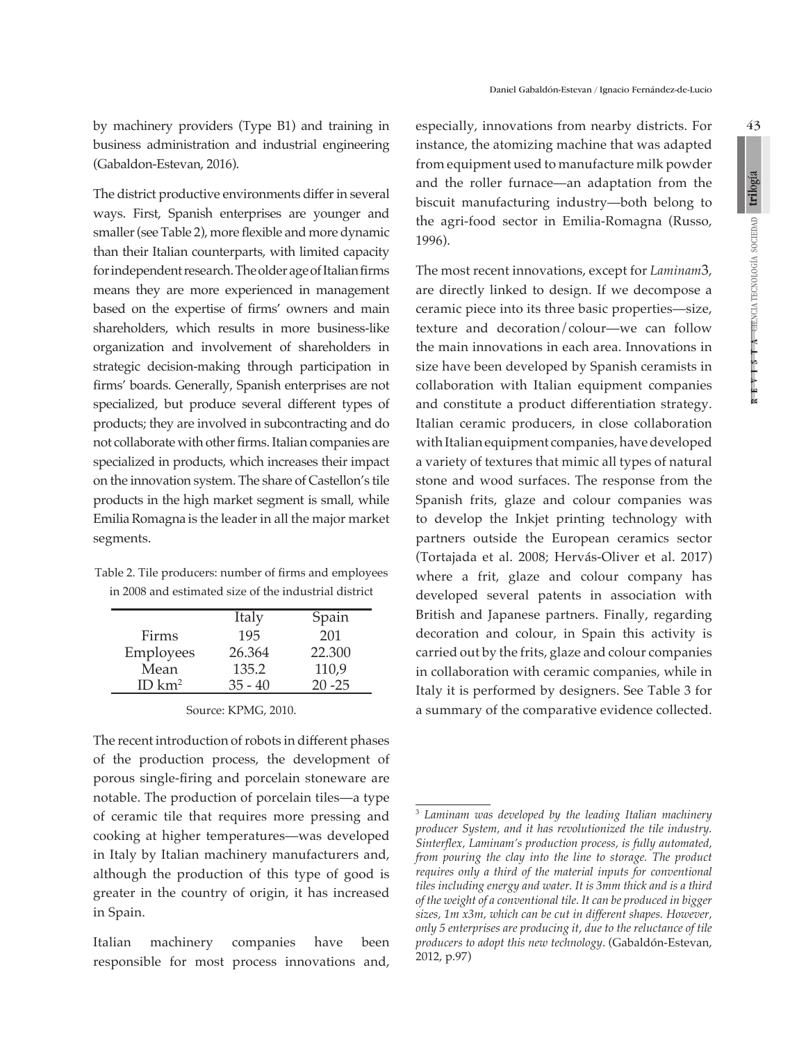by machinery providers (Type B1) and training in business administration and industrial engineering (Gabaldon-Estevan, 2016).

The district productive environments differ in several ways. First, Spanish enterprises are younger and smaller (see Table 2), more flexible and more dynamic than their Italian counterparts, with limited capacity for independent research. The older age of Italian firms means they are more experienced in management based on the expertise of firms' owners and main shareholders, which results in more business-like organization and involvement of shareholders in strategic decision-making through participation in firms' boards. Generally, Spanish enterprises are not specialized, but produce several different types of products; they are involved in subcontracting and do not collaborate with other firms. Italian companies are specialized in products, which increases their impact on the innovation system. The share of Castellon's tile products in the high market segment is small, while Emilia Romagna is the leader in all the major market segments.

Table 2. Tile producers: number of firms and employees in 2008 and estimated size of the industrial district

| | Italy | Spain |
|---|---|---|
| Firms | 195 | 201 |
| Employees | 26.364 | 22.300 |
| Mean | 135.2 | 110,9 |
| ID km$^2$ | 35 - 40 | 20 -25 |

Source: KPMG, 2010.

The recent introduction of robots in different phases of the production process, the development of porous single-firing and porcelain stoneware are notable. The production of porcelain tiles—a type of ceramic tile that requires more pressing and cooking at higher temperatures—was developed in Italy by Italian machinery manufacturers and, although the production of this type of good is greater in the country of origin, it has increased in Spain.

Italian machinery companies have been responsible for most process innovations and, especially, innovations from nearby districts. For instance, the atomizing machine that was adapted from equipment used to manufacture milk powder and the roller furnace—an adaptation from the biscuit manufacturing industry—both belong to the agri-food sector in Emilia-Romagna (Russo, 1996).

The most recent innovations, except for *Laminam*[3], are directly linked to design. If we decompose a ceramic piece into its three basic properties—size, texture and decoration/colour—we can follow the main innovations in each area. Innovations in size have been developed by Spanish ceramists in collaboration with Italian equipment companies and constitute a product differentiation strategy. Italian ceramic producers, in close collaboration with Italian equipment companies, have developed a variety of textures that mimic all types of natural stone and wood surfaces. The response from the Spanish frits, glaze and colour companies was to develop the Inkjet printing technology with partners outside the European ceramics sector (Tortajada et al. 2008; Hervás-Oliver et al. 2017) where a frit, glaze and colour company has developed several patents in association with British and Japanese partners. Finally, regarding decoration and colour, in Spain this activity is carried out by the frits, glaze and colour companies in collaboration with ceramic companies, while in Italy it is performed by designers. See Table 3 for a summary of the comparative evidence collected.

[3] *Laminam was developed by the leading Italian machinery producer System, and it has revolutionized the tile industry. Sinterflex, Laminam's production process, is fully automated, from pouring the clay into the line to storage. The product requires only a third of the material inputs for conventional tiles including energy and water. It is 3mm thick and is a third of the weight of a conventional tile. It can be produced in bigger sizes, 1m x3m, which can be cut in different shapes. However, only 5 enterprises are producing it, due to the reluctance of tile producers to adopt this new technology*. (Gabaldón-Estevan, 2012, p.97)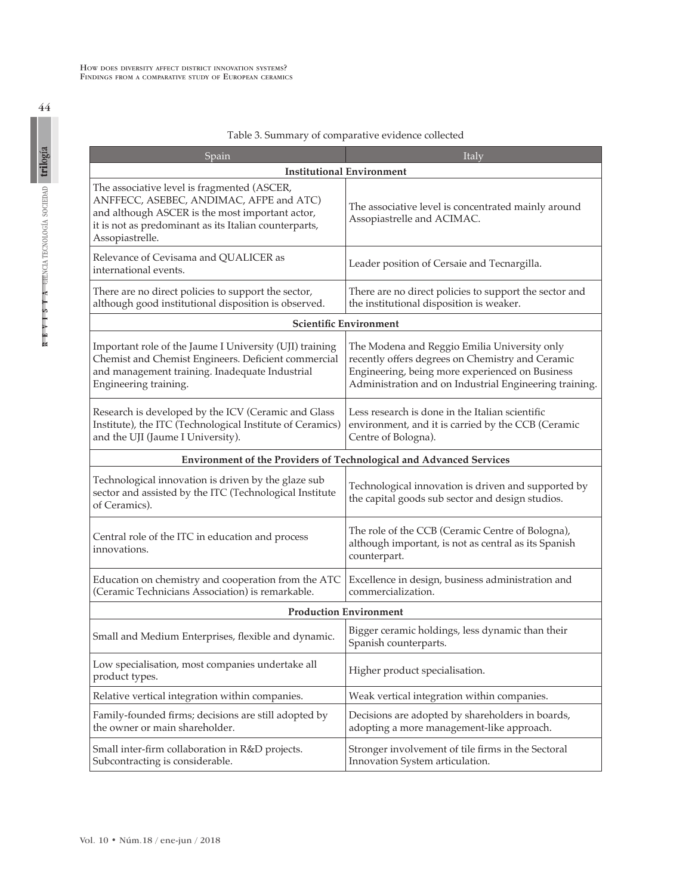Table 3. Summary of comparative evidence collected

| Spain | Italy |
|---|---|
| **Institutional Environment** | |
| The associative level is fragmented (ASCER, ANFFECC, ASEBEC, ANDIMAC, AFPE and ATC) and although ASCER is the most important actor, it is not as predominant as its Italian counterparts, Assopiastrelle. | The associative level is concentrated mainly around Assopiastrelle and ACIMAC. |
| Relevance of Cevisama and QUALICER as international events. | Leader position of Cersaie and Tecnargilla. |
| There are no direct policies to support the sector, although good institutional disposition is observed. | There are no direct policies to support the sector and the institutional disposition is weaker. |
| **Scientific Environment** | |
| Important role of the Jaume I University (UJI) training Chemist and Chemist Engineers. Deficient commercial and management training. Inadequate Industrial Engineering training. | The Modena and Reggio Emilia University only recently offers degrees on Chemistry and Ceramic Engineering, being more experienced on Business Administration and on Industrial Engineering training. |
| Research is developed by the ICV (Ceramic and Glass Institute), the ITC (Technological Institute of Ceramics) and the UJI (Jaume I University). | Less research is done in the Italian scientific environment, and it is carried by the CCB (Ceramic Centre of Bologna). |
| **Environment of the Providers of Technological and Advanced Services** | |
| Technological innovation is driven by the glaze sub sector and assisted by the ITC (Technological Institute of Ceramics). | Technological innovation is driven and supported by the capital goods sub sector and design studios. |
| Central role of the ITC in education and process innovations. | The role of the CCB (Ceramic Centre of Bologna), although important, is not as central as its Spanish counterpart. |
| Education on chemistry and cooperation from the ATC (Ceramic Technicians Association) is remarkable. | Excellence in design, business administration and commercialization. |
| **Production Environment** | |
| Small and Medium Enterprises, flexible and dynamic. | Bigger ceramic holdings, less dynamic than their Spanish counterparts. |
| Low specialisation, most companies undertake all product types. | Higher product specialisation. |
| Relative vertical integration within companies. | Weak vertical integration within companies. |
| Family-founded firms; decisions are still adopted by the owner or main shareholder. | Decisions are adopted by shareholders in boards, adopting a more management-like approach. |
| Small inter-firm collaboration in R&D projects. Subcontracting is considerable. | Stronger involvement of tile firms in the Sectoral Innovation System articulation. |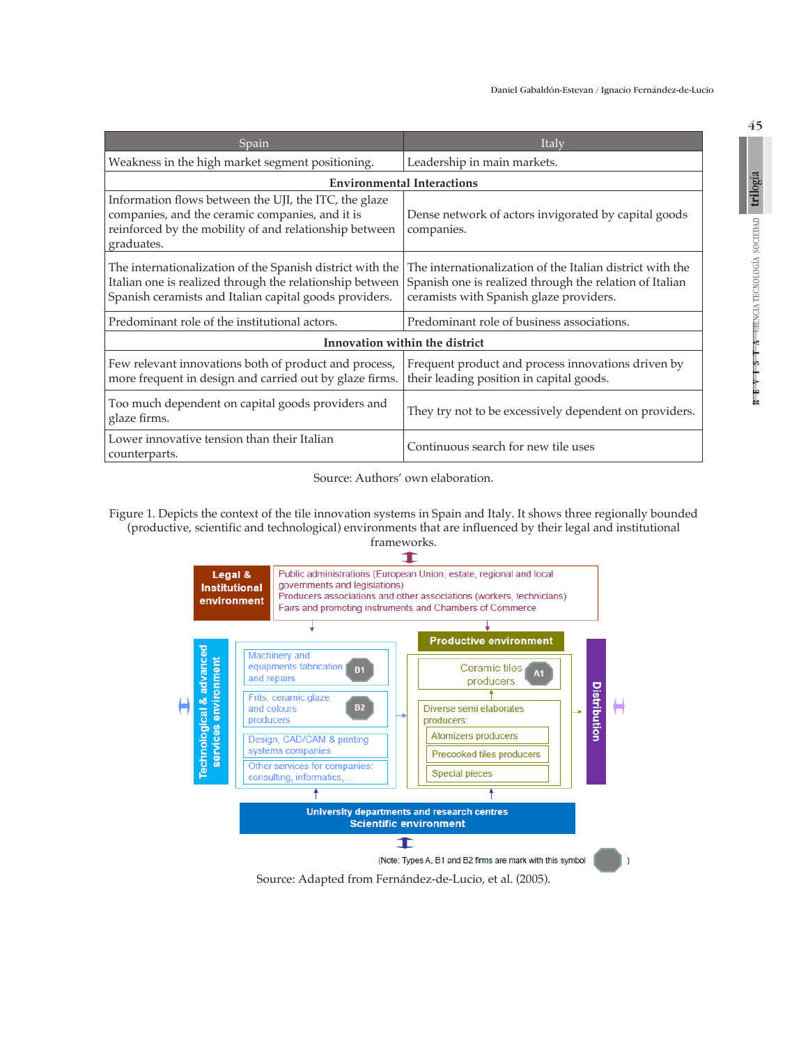| Spain | Italy |
|---|---|
| Weakness in the high market segment positioning. | Leadership in main markets. |
| **Environmental Interactions** | |
| Information flows between the UJI, the ITC, the glaze companies, and the ceramic companies, and it is reinforced by the mobility of and relationship between graduates. | Dense network of actors invigorated by capital goods companies. |
| The internationalization of the Spanish district with the Italian one is realized through the relationship between Spanish ceramists and Italian capital goods providers. | The internationalization of the Italian district with the Spanish one is realized through the relation of Italian ceramists with Spanish glaze providers. |
| Predominant role of the institutional actors. | Predominant role of business associations. |
| **Innovation within the district** | |
| Few relevant innovations both of product and process, more frequent in design and carried out by glaze firms. | Frequent product and process innovations driven by their leading position in capital goods. |
| Too much dependent on capital goods providers and glaze firms. | They try not to be excessively dependent on providers. |
| Lower innovative tension than their Italian counterparts. | Continuous search for new tile uses |

Source: Authors' own elaboration.

Figure 1. Depicts the context of the tile innovation systems in Spain and Italy. It shows three regionally bounded (productive, scientific and technological) environments that are influenced by their legal and institutional frameworks.

**Legal & Institutional environment**
- Public administrations (European Union, estate, regional and local governments and legislations)
- Producers associations and other associations (workers, technicians)
- Fairs and promoting instruments and Chambers of Commerce

**Technological & advanced services environment**
- Machinery and equipments fabrication and repairs (B1)
- Frits, ceramic glaze and colours producers (B2)
- Design, CAD/CAM & printing systems companies
- Other services for companies: consulting, informatics,...

**Productive environment**
- Ceramic tiles producers (A1)
- Diverse semi elaborates producers:
  - Atomizers producers
  - Precooked tiles producers
  - Special pieces

**Distribution**

**University departments and research centres — Scientific environment**

(Note: Types A, B1 and B2 firms are mark with this symbol )

Source: Adapted from Fernández-de-Lucio, et al. (2005).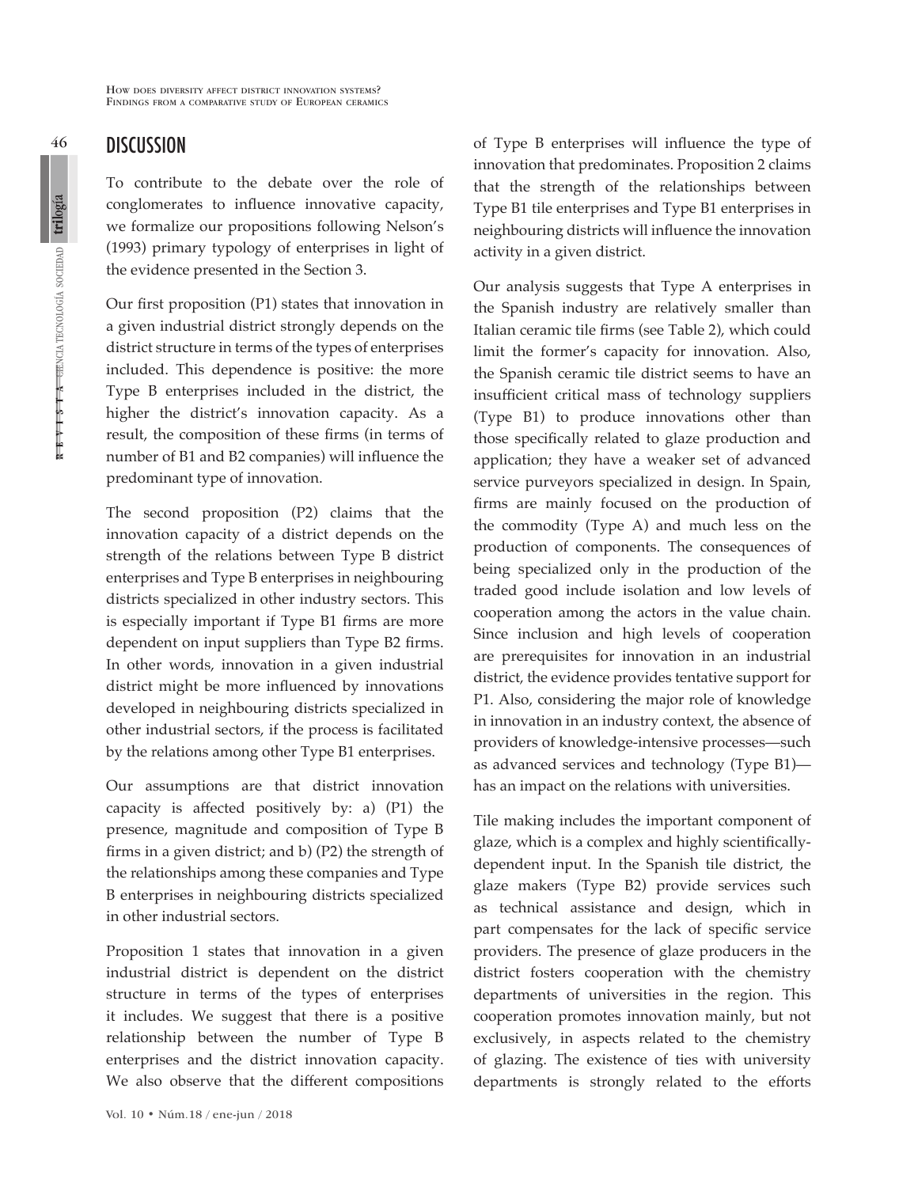## DISCUSSION

To contribute to the debate over the role of conglomerates to influence innovative capacity, we formalize our propositions following Nelson's (1993) primary typology of enterprises in light of the evidence presented in the Section 3.

Our first proposition (P1) states that innovation in a given industrial district strongly depends on the district structure in terms of the types of enterprises included. This dependence is positive: the more Type B enterprises included in the district, the higher the district's innovation capacity. As a result, the composition of these firms (in terms of number of B1 and B2 companies) will influence the predominant type of innovation.

The second proposition (P2) claims that the innovation capacity of a district depends on the strength of the relations between Type B district enterprises and Type B enterprises in neighbouring districts specialized in other industry sectors. This is especially important if Type B1 firms are more dependent on input suppliers than Type B2 firms. In other words, innovation in a given industrial district might be more influenced by innovations developed in neighbouring districts specialized in other industrial sectors, if the process is facilitated by the relations among other Type B1 enterprises.

Our assumptions are that district innovation capacity is affected positively by: a) (P1) the presence, magnitude and composition of Type B firms in a given district; and b) (P2) the strength of the relationships among these companies and Type B enterprises in neighbouring districts specialized in other industrial sectors.

Proposition 1 states that innovation in a given industrial district is dependent on the district structure in terms of the types of enterprises it includes. We suggest that there is a positive relationship between the number of Type B enterprises and the district innovation capacity. We also observe that the different compositions of Type B enterprises will influence the type of innovation that predominates. Proposition 2 claims that the strength of the relationships between Type B1 tile enterprises and Type B1 enterprises in neighbouring districts will influence the innovation activity in a given district.

Our analysis suggests that Type A enterprises in the Spanish industry are relatively smaller than Italian ceramic tile firms (see Table 2), which could limit the former's capacity for innovation. Also, the Spanish ceramic tile district seems to have an insufficient critical mass of technology suppliers (Type B1) to produce innovations other than those specifically related to glaze production and application; they have a weaker set of advanced service purveyors specialized in design. In Spain, firms are mainly focused on the production of the commodity (Type A) and much less on the production of components. The consequences of being specialized only in the production of the traded good include isolation and low levels of cooperation among the actors in the value chain. Since inclusion and high levels of cooperation are prerequisites for innovation in an industrial district, the evidence provides tentative support for P1. Also, considering the major role of knowledge in innovation in an industry context, the absence of providers of knowledge-intensive processes—such as advanced services and technology (Type B1)—has an impact on the relations with universities.

Tile making includes the important component of glaze, which is a complex and highly scientifically-dependent input. In the Spanish tile district, the glaze makers (Type B2) provide services such as technical assistance and design, which in part compensates for the lack of specific service providers. The presence of glaze producers in the district fosters cooperation with the chemistry departments of universities in the region. This cooperation promotes innovation mainly, but not exclusively, in aspects related to the chemistry of glazing. The existence of ties with university departments is strongly related to the efforts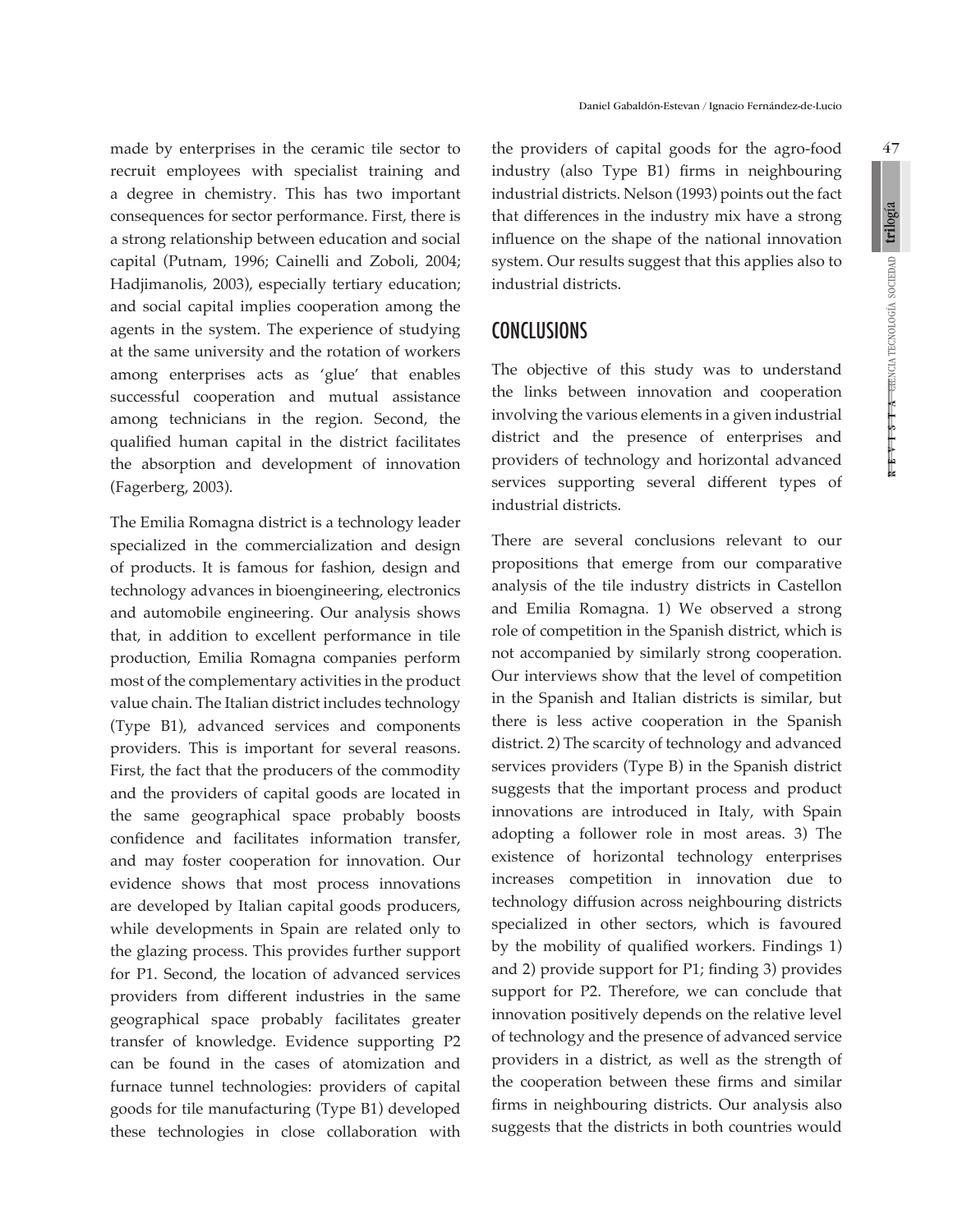made by enterprises in the ceramic tile sector to recruit employees with specialist training and a degree in chemistry. This has two important consequences for sector performance. First, there is a strong relationship between education and social capital (Putnam, 1996; Cainelli and Zoboli, 2004; Hadjimanolis, 2003), especially tertiary education; and social capital implies cooperation among the agents in the system. The experience of studying at the same university and the rotation of workers among enterprises acts as 'glue' that enables successful cooperation and mutual assistance among technicians in the region. Second, the qualified human capital in the district facilitates the absorption and development of innovation (Fagerberg, 2003).

The Emilia Romagna district is a technology leader specialized in the commercialization and design of products. It is famous for fashion, design and technology advances in bioengineering, electronics and automobile engineering. Our analysis shows that, in addition to excellent performance in tile production, Emilia Romagna companies perform most of the complementary activities in the product value chain. The Italian district includes technology (Type B1), advanced services and components providers. This is important for several reasons. First, the fact that the producers of the commodity and the providers of capital goods are located in the same geographical space probably boosts confidence and facilitates information transfer, and may foster cooperation for innovation. Our evidence shows that most process innovations are developed by Italian capital goods producers, while developments in Spain are related only to the glazing process. This provides further support for P1. Second, the location of advanced services providers from different industries in the same geographical space probably facilitates greater transfer of knowledge. Evidence supporting P2 can be found in the cases of atomization and furnace tunnel technologies: providers of capital goods for tile manufacturing (Type B1) developed these technologies in close collaboration with the providers of capital goods for the agro-food industry (also Type B1) firms in neighbouring industrial districts. Nelson (1993) points out the fact that differences in the industry mix have a strong influence on the shape of the national innovation system. Our results suggest that this applies also to industrial districts.

## CONCLUSIONS

The objective of this study was to understand the links between innovation and cooperation involving the various elements in a given industrial district and the presence of enterprises and providers of technology and horizontal advanced services supporting several different types of industrial districts.

There are several conclusions relevant to our propositions that emerge from our comparative analysis of the tile industry districts in Castellon and Emilia Romagna. 1) We observed a strong role of competition in the Spanish district, which is not accompanied by similarly strong cooperation. Our interviews show that the level of competition in the Spanish and Italian districts is similar, but there is less active cooperation in the Spanish district. 2) The scarcity of technology and advanced services providers (Type B) in the Spanish district suggests that the important process and product innovations are introduced in Italy, with Spain adopting a follower role in most areas. 3) The existence of horizontal technology enterprises increases competition in innovation due to technology diffusion across neighbouring districts specialized in other sectors, which is favoured by the mobility of qualified workers. Findings 1) and 2) provide support for P1; finding 3) provides support for P2. Therefore, we can conclude that innovation positively depends on the relative level of technology and the presence of advanced service providers in a district, as well as the strength of the cooperation between these firms and similar firms in neighbouring districts. Our analysis also suggests that the districts in both countries would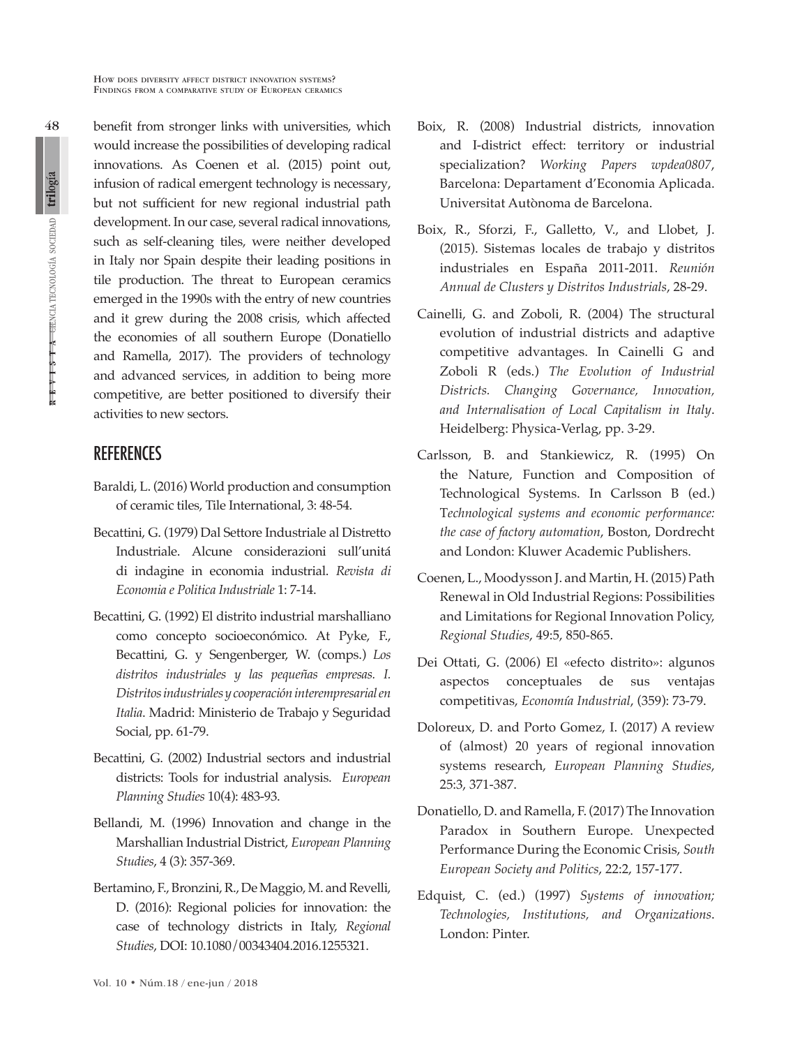benefit from stronger links with universities, which would increase the possibilities of developing radical innovations. As Coenen et al. (2015) point out, infusion of radical emergent technology is necessary, but not sufficient for new regional industrial path development. In our case, several radical innovations, such as self-cleaning tiles, were neither developed in Italy nor Spain despite their leading positions in tile production. The threat to European ceramics emerged in the 1990s with the entry of new countries and it grew during the 2008 crisis, which affected the economies of all southern Europe (Donatiello and Ramella, 2017). The providers of technology and advanced services, in addition to being more competitive, are better positioned to diversify their activities to new sectors.

## REFERENCES

Baraldi, L. (2016) World production and consumption of ceramic tiles, Tile International, 3: 48-54.

Becattini, G. (1979) Dal Settore Industriale al Distretto Industriale. Alcune considerazioni sull'unitá di indagine in economia industrial. *Revista di Economia e Politica Industriale* 1: 7-14.

Becattini, G. (1992) El distrito industrial marshalliano como concepto socioeconómico. At Pyke, F., Becattini, G. y Sengenberger, W. (comps.) *Los distritos industriales y las pequeñas empresas. I. Distritos industriales y cooperación interempresarial en Italia*. Madrid: Ministerio de Trabajo y Seguridad Social, pp. 61-79.

Becattini, G. (2002) Industrial sectors and industrial districts: Tools for industrial analysis. *European Planning Studies* 10(4): 483-93.

Bellandi, M. (1996) Innovation and change in the Marshallian Industrial District, *European Planning Studies*, 4 (3): 357-369.

Bertamino, F., Bronzini, R., De Maggio, M. and Revelli, D. (2016): Regional policies for innovation: the case of technology districts in Italy, *Regional Studies*, DOI: 10.1080/00343404.2016.1255321.

Boix, R. (2008) Industrial districts, innovation and I-district effect: territory or industrial specialization? *Working Papers wpdea0807*, Barcelona: Departament d'Economia Aplicada. Universitat Autònoma de Barcelona.

Boix, R., Sforzi, F., Galletto, V., and Llobet, J. (2015). Sistemas locales de trabajo y distritos industriales en España 2011-2011. *Reunión Annual de Clusters y Distritos Industrials*, 28-29.

Cainelli, G. and Zoboli, R. (2004) The structural evolution of industrial districts and adaptive competitive advantages. In Cainelli G and Zoboli R (eds.) *The Evolution of Industrial Districts. Changing Governance, Innovation, and Internalisation of Local Capitalism in Italy*. Heidelberg: Physica-Verlag, pp. 3-29.

Carlsson, B. and Stankiewicz, R. (1995) On the Nature, Function and Composition of Technological Systems. In Carlsson B (ed.) T*echnological systems and economic performance: the case of factory automation*, Boston, Dordrecht and London: Kluwer Academic Publishers.

Coenen, L., Moodysson J. and Martin, H. (2015) Path Renewal in Old Industrial Regions: Possibilities and Limitations for Regional Innovation Policy, *Regional Studies*, 49:5, 850-865.

Dei Ottati, G. (2006) El «efecto distrito»: algunos aspectos conceptuales de sus ventajas competitivas, *Economía Industrial*, (359): 73-79.

Doloreux, D. and Porto Gomez, I. (2017) A review of (almost) 20 years of regional innovation systems research, *European Planning Studies*, 25:3, 371-387.

Donatiello, D. and Ramella, F. (2017) The Innovation Paradox in Southern Europe. Unexpected Performance During the Economic Crisis, *South European Society and Politics*, 22:2, 157-177.

Edquist, C. (ed.) (1997) *Systems of innovation; Technologies, Institutions, and Organizations*. London: Pinter.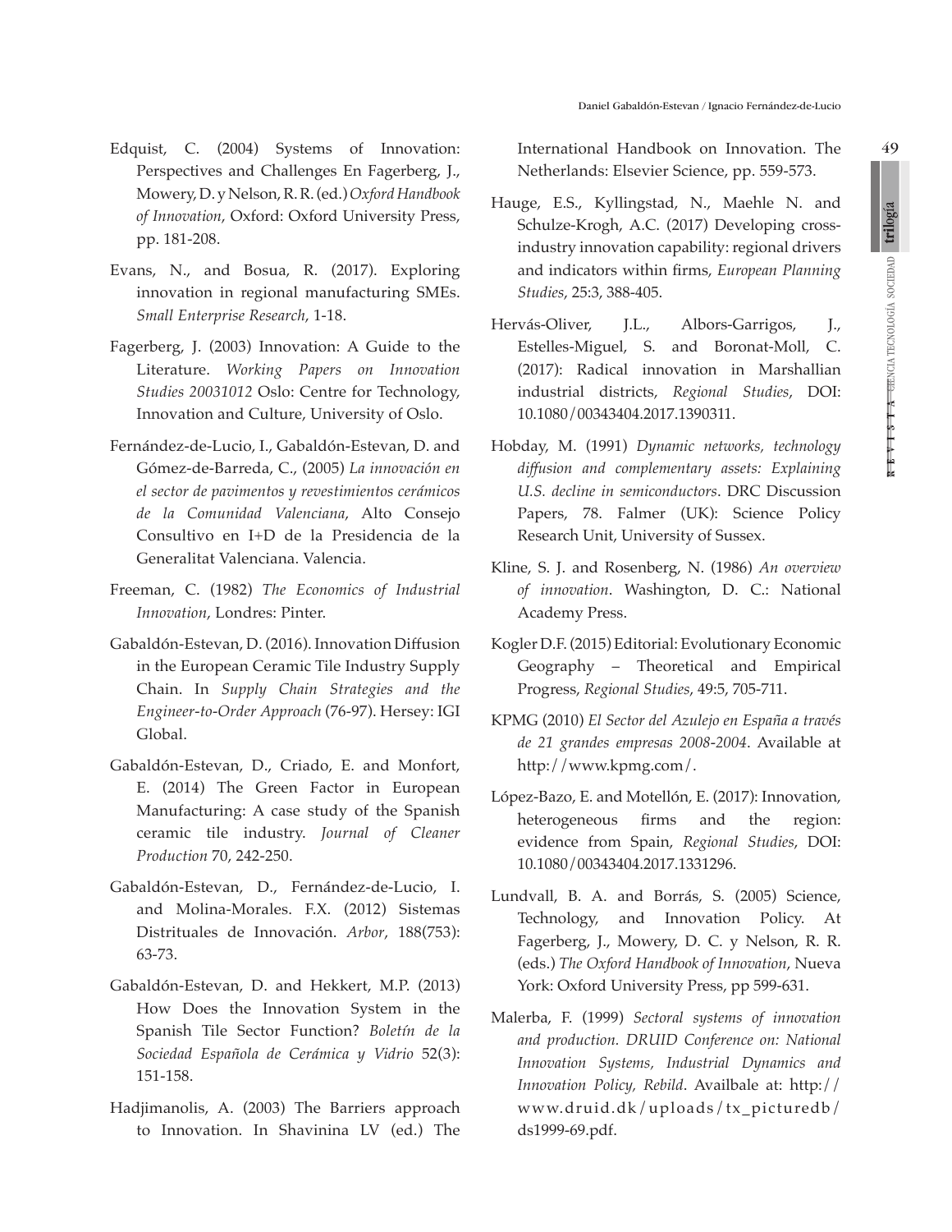Edquist, C. (2004) Systems of Innovation: Perspectives and Challenges En Fagerberg, J., Mowery, D. y Nelson, R. R. (ed.) *Oxford Handbook of Innovation*, Oxford: Oxford University Press, pp. 181-208.

Evans, N., and Bosua, R. (2017). Exploring innovation in regional manufacturing SMEs. *Small Enterprise Research*, 1-18.

Fagerberg, J. (2003) Innovation: A Guide to the Literature. *Working Papers on Innovation Studies 20031012* Oslo: Centre for Technology, Innovation and Culture, University of Oslo.

Fernández-de-Lucio, I., Gabaldón-Estevan, D. and Gómez-de-Barreda, C., (2005) *La innovación en el sector de pavimentos y revestimientos cerámicos de la Comunidad Valenciana*, Alto Consejo Consultivo en I+D de la Presidencia de la Generalitat Valenciana. Valencia.

Freeman, C. (1982) *The Economics of Industrial Innovation*, Londres: Pinter.

Gabaldón-Estevan, D. (2016). Innovation Diffusion in the European Ceramic Tile Industry Supply Chain. In *Supply Chain Strategies and the Engineer-to-Order Approach* (76-97). Hersey: IGI Global.

Gabaldón-Estevan, D., Criado, E. and Monfort, E. (2014) The Green Factor in European Manufacturing: A case study of the Spanish ceramic tile industry. *Journal of Cleaner Production* 70, 242-250.

Gabaldón-Estevan, D., Fernández-de-Lucio, I. and Molina-Morales. F.X. (2012) Sistemas Distrituales de Innovación. *Arbor*, 188(753): 63-73.

Gabaldón-Estevan, D. and Hekkert, M.P. (2013) How Does the Innovation System in the Spanish Tile Sector Function? *Boletín de la Sociedad Española de Cerámica y Vidrio* 52(3): 151-158.

Hadjimanolis, A. (2003) The Barriers approach to Innovation. In Shavinina LV (ed.) The International Handbook on Innovation. The Netherlands: Elsevier Science, pp. 559-573.

Hauge, E.S., Kyllingstad, N., Maehle N. and Schulze-Krogh, A.C. (2017) Developing cross-industry innovation capability: regional drivers and indicators within firms, *European Planning Studies*, 25:3, 388-405.

Hervás-Oliver, J.L., Albors-Garrigos, J., Estelles-Miguel, S. and Boronat-Moll, C. (2017): Radical innovation in Marshallian industrial districts, *Regional Studies*, DOI: 10.1080/00343404.2017.1390311.

Hobday, M. (1991) *Dynamic networks, technology diffusion and complementary assets: Explaining U.S. decline in semiconductors*. DRC Discussion Papers, 78. Falmer (UK): Science Policy Research Unit, University of Sussex.

Kline, S. J. and Rosenberg, N. (1986) *An overview of innovation*. Washington, D. C.: National Academy Press.

Kogler D.F. (2015) Editorial: Evolutionary Economic Geography – Theoretical and Empirical Progress, *Regional Studies*, 49:5, 705-711.

KPMG (2010) *El Sector del Azulejo en España a través de 21 grandes empresas 2008-2004*. Available at http://www.kpmg.com/.

López-Bazo, E. and Motellón, E. (2017): Innovation, heterogeneous firms and the region: evidence from Spain, *Regional Studies*, DOI: 10.1080/00343404.2017.1331296.

Lundvall, B. A. and Borrás, S. (2005) Science, Technology, and Innovation Policy. At Fagerberg, J., Mowery, D. C. y Nelson, R. R. (eds.) *The Oxford Handbook of Innovation*, Nueva York: Oxford University Press, pp 599-631.

Malerba, F. (1999) *Sectoral systems of innovation and production. DRUID Conference on: National Innovation Systems, Industrial Dynamics and Innovation Policy, Rebild*. Availbale at: http://www.druid.dk/uploads/tx_picturedb/ds1999-69.pdf.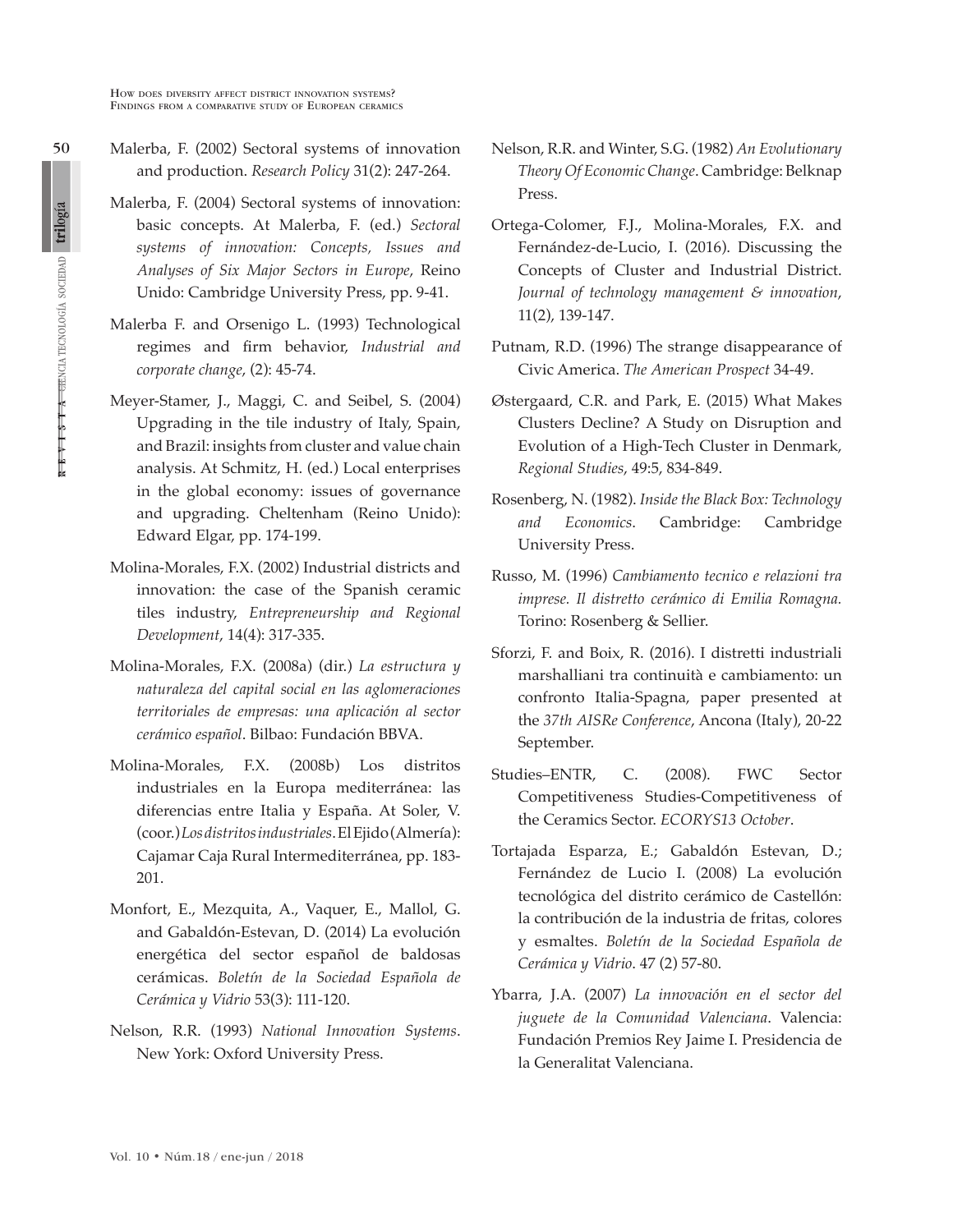Malerba, F. (2002) Sectoral systems of innovation and production. *Research Policy* 31(2): 247-264.

Malerba, F. (2004) Sectoral systems of innovation: basic concepts. At Malerba, F. (ed.) *Sectoral systems of innovation: Concepts, Issues and Analyses of Six Major Sectors in Europe*, Reino Unido: Cambridge University Press, pp. 9-41.

Malerba F. and Orsenigo L. (1993) Technological regimes and firm behavior, *Industrial and corporate change*, (2): 45-74.

Meyer-Stamer, J., Maggi, C. and Seibel, S. (2004) Upgrading in the tile industry of Italy, Spain, and Brazil: insights from cluster and value chain analysis. At Schmitz, H. (ed.) Local enterprises in the global economy: issues of governance and upgrading. Cheltenham (Reino Unido): Edward Elgar, pp. 174-199.

Molina-Morales, F.X. (2002) Industrial districts and innovation: the case of the Spanish ceramic tiles industry, *Entrepreneurship and Regional Development*, 14(4): 317-335.

Molina-Morales, F.X. (2008a) (dir.) *La estructura y naturaleza del capital social en las aglomeraciones territoriales de empresas: una aplicación al sector cerámico español*. Bilbao: Fundación BBVA.

Molina-Morales, F.X. (2008b) Los distritos industriales en la Europa mediterránea: las diferencias entre Italia y España. At Soler, V. (coor.) *Los distritos industriales*. El Ejido (Almería): Cajamar Caja Rural Intermediterránea, pp. 183-201.

Monfort, E., Mezquita, A., Vaquer, E., Mallol, G. and Gabaldón-Estevan, D. (2014) La evolución energética del sector español de baldosas cerámicas. *Boletín de la Sociedad Española de Cerámica y Vidrio* 53(3): 111-120.

Nelson, R.R. (1993) *National Innovation Systems*. New York: Oxford University Press.

Nelson, R.R. and Winter, S.G. (1982) *An Evolutionary Theory Of Economic Change*. Cambridge: Belknap Press.

Ortega-Colomer, F.J., Molina-Morales, F.X. and Fernández-de-Lucio, I. (2016). Discussing the Concepts of Cluster and Industrial District. *Journal of technology management & innovation*, 11(2), 139-147.

Putnam, R.D. (1996) The strange disappearance of Civic America. *The American Prospect* 34-49.

Østergaard, C.R. and Park, E. (2015) What Makes Clusters Decline? A Study on Disruption and Evolution of a High-Tech Cluster in Denmark, *Regional Studies*, 49:5, 834-849.

Rosenberg, N. (1982). *Inside the Black Box: Technology and Economics*. Cambridge: Cambridge University Press.

Russo, M. (1996) *Cambiamento tecnico e relazioni tra imprese. Il distretto cerámico di Emilia Romagna.* Torino: Rosenberg & Sellier.

Sforzi, F. and Boix, R. (2016). I distretti industriali marshalliani tra continuità e cambiamento: un confronto Italia-Spagna, paper presented at the *37th AISRe Conference*, Ancona (Italy), 20-22 September.

Studies–ENTR, C. (2008). FWC Sector Competitiveness Studies-Competitiveness of the Ceramics Sector. *ECORYS13 October*.

Tortajada Esparza, E.; Gabaldón Estevan, D.; Fernández de Lucio I. (2008) La evolución tecnológica del distrito cerámico de Castellón: la contribución de la industria de fritas, colores y esmaltes. *Boletín de la Sociedad Española de Cerámica y Vidrio*. 47 (2) 57-80.

Ybarra, J.A. (2007) *La innovación en el sector del juguete de la Comunidad Valenciana*. Valencia: Fundación Premios Rey Jaime I. Presidencia de la Generalitat Valenciana.